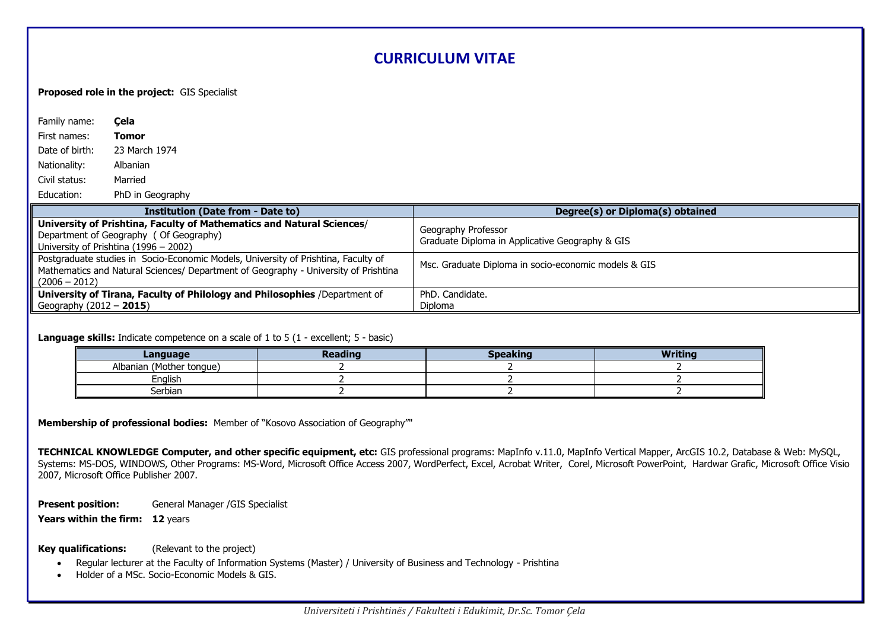# CURRICULUM VITAE

**Proposed role in the project:** GIS Specialist

Family name: **Çela**

First names: **Tomor**

Date of birth: 23 March 1974

Nationality: Albanian

Civil status: Married

Education: PhD in Geography

| Institution (Date from - Date to) | Degree(s) or Diploma(s) obtained |
|---|---|
| **University of Prishtina, Faculty of Mathematics and Natural Sciences**/ Department of Geography ( Of Geography) University of Prishtina (1996 – 2002) | Geography Professor Graduate Diploma in Applicative Geography & GIS |
| Postgraduate studies in Socio-Economic Models, University of Prishtina, Faculty of Mathematics and Natural Sciences/ Department of Geography - University of Prishtina (2006 – 2012) | Msc. Graduate Diploma in socio-economic models & GIS |
| **University of Tirana, Faculty of Philology and Philosophies** /Department of Geography (2012 – **2015**) | PhD. Candidate. Diploma |

**Language skills:** Indicate competence on a scale of 1 to 5 (1 - excellent; 5 - basic)

| Language | Reading | Speaking | Writing |
|---|---|---|---|
| Albanian (Mother tongue) | 2 | 2 | 2 |
| English | 2 | 2 | 2 |
| Serbian | 2 | 2 | 2 |

**Membership of professional bodies:** Member of "Kosovo Association of Geography""

**TECHNICAL KNOWLEDGE Computer, and other specific equipment, etc:** GIS professional programs: MapInfo v.11.0, MapInfo Vertical Mapper, ArcGIS 10.2, Database & Web: MySQL, Systems: MS-DOS, WINDOWS, Other Programs: MS-Word, Microsoft Office Access 2007, WordPerfect, Excel, Acrobat Writer, Corel, Microsoft PowerPoint, Hardwar Grafic, Microsoft Office Visio 2007, Microsoft Office Publisher 2007.

**Present position:** General Manager /GIS Specialist

**Years within the firm:** **12** years

**Key qualifications:** (Relevant to the project)

- Regular lecturer at the Faculty of Information Systems (Master) / University of Business and Technology - Prishtina
- Holder of a MSc. Socio-Economic Models & GIS.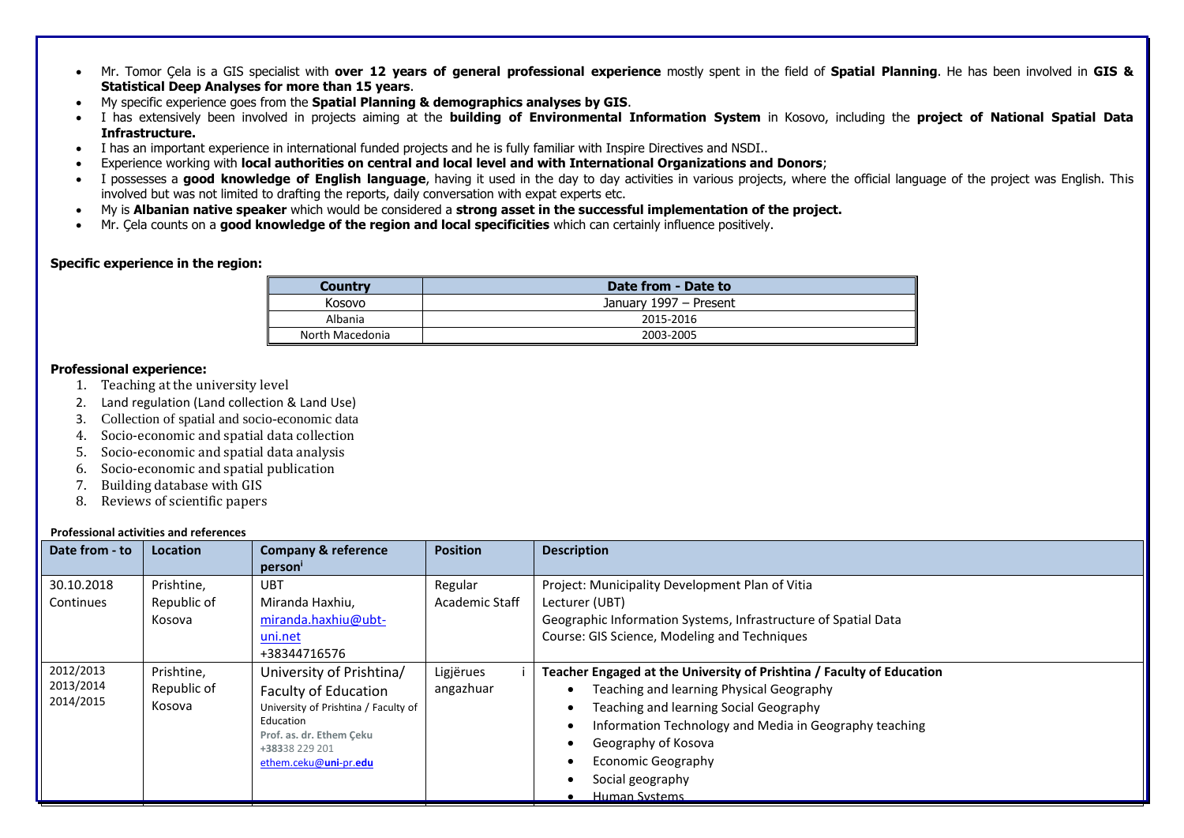- Mr. Tomor Çela is a GIS specialist with **over 12 years of general professional experience** mostly spent in the field of **Spatial Planning**. He has been involved in **GIS & Statistical Deep Analyses for more than 15 years**.
- My specific experience goes from the **Spatial Planning & demographics analyses by GIS**.
- I has extensively been involved in projects aiming at the **building of Environmental Information System** in Kosovo, including the **project of National Spatial Data Infrastructure.**
- I has an important experience in international funded projects and he is fully familiar with Inspire Directives and NSDI..
- Experience working with **local authorities on central and local level and with International Organizations and Donors**;
- I possesses a **good knowledge of English language**, having it used in the day to day activities in various projects, where the official language of the project was English. This involved but was not limited to drafting the reports, daily conversation with expat experts etc.
- My is **Albanian native speaker** which would be considered a **strong asset in the successful implementation of the project.**
- Mr. Çela counts on a **good knowledge of the region and local specificities** which can certainly influence positively.

**Specific experience in the region:**

| Country | Date from - Date to |
|---|---|
| Kosovo | January 1997 – Present |
| Albania | 2015-2016 |
| North Macedonia | 2003-2005 |

**Professional experience:**

1. Teaching at the university level
2. Land regulation (Land collection & Land Use)
3. Collection of spatial and socio-economic data
4. Socio-economic and spatial data collection
5. Socio-economic and spatial data analysis
6. Socio-economic and spatial publication
7. Building database with GIS
8. Reviews of scientific papers

**Professional activities and references**

| Date from - to | Location | Company & reference person[i] | Position | Description |
|---|---|---|---|---|
| 30.10.2018 Continues | Prishtine, Republic of Kosova | UBT Miranda Haxhiu, miranda.haxhiu@ubt-uni.net +38344716576 | Regular Academic Staff | Project: Municipality Development Plan of Vitia<br>Lecturer (UBT)<br>Geographic Information Systems, Infrastructure of Spatial Data<br>Course: GIS Science, Modeling and Techniques |
| 2012/2013 2013/2014 2014/2015 | Prishtine, Republic of Kosova | University of Prishtina/ Faculty of Education University of Prishtina / Faculty of Education Prof. as. dr. Ethem Çeku +38338 229 201 ethem.ceku@uni-pr.edu | Ligjërues i angazhuar | **Teacher Engaged at the University of Prishtina / Faculty of Education**<br>• Teaching and learning Physical Geography<br>• Teaching and learning Social Geography<br>• Information Technology and Media in Geography teaching<br>• Geography of Kosova<br>• Economic Geography<br>• Social geography<br>• Human Systems |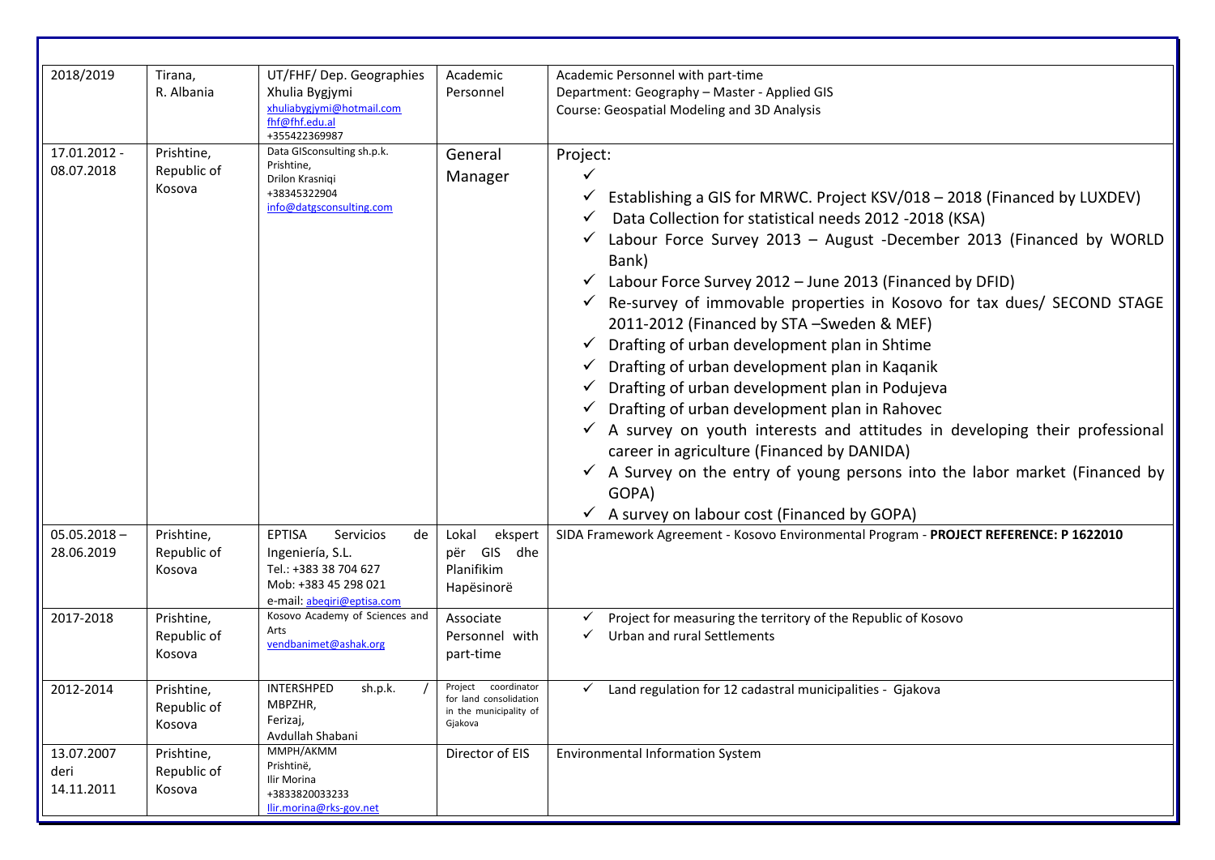| | | | | |
|---|---|---|---|---|
| 2018/2019 | Tirana, R. Albania | UT/FHF/ Dep. Geographies<br>Xhulia Bygjymi<br>xhuliabygjymi@hotmail.com<br>fhf@fhf.edu.al<br>+355422369987 | Academic Personnel | Academic Personnel with part-time<br>Department: Geography – Master - Applied GIS<br>Course: Geospatial Modeling and 3D Analysis |
| 17.01.2012 - 08.07.2018 | Prishtine, Republic of Kosova | Data GISconsulting sh.p.k.<br>Prishtine,<br>Drilon Krasniqi<br>+38345322904<br>info@datgsconsulting.com | General Manager | Project:<br>✓<br>✓ Establishing a GIS for MRWC. Project KSV/018 – 2018 (Financed by LUXDEV)<br>✓ Data Collection for statistical needs 2012 -2018 (KSA)<br>✓ Labour Force Survey 2013 – August -December 2013 (Financed by WORLD Bank)<br>✓ Labour Force Survey 2012 – June 2013 (Financed by DFID)<br>✓ Re-survey of immovable properties in Kosovo for tax dues/ SECOND STAGE 2011-2012 (Financed by STA –Sweden & MEF)<br>✓ Drafting of urban development plan in Shtime<br>✓ Drafting of urban development plan in Kaqanik<br>✓ Drafting of urban development plan in Podujeva<br>✓ Drafting of urban development plan in Rahovec<br>✓ A survey on youth interests and attitudes in developing their professional career in agriculture (Financed by DANIDA)<br>✓ A Survey on the entry of young persons into the labor market (Financed by GOPA)<br>✓ A survey on labour cost (Financed by GOPA) |
| 05.05.2018 – 28.06.2019 | Prishtine, Republic of Kosova | EPTISA Servicios de Ingeniería, S.L.<br>Tel.: +383 38 704 627<br>Mob: +383 45 298 021<br>e-mail: abeqiri@eptisa.com | Lokal ekspert për GIS dhe Planifikim Hapësinorë | SIDA Framework Agreement - Kosovo Environmental Program - **PROJECT REFERENCE: P 1622010** |
| 2017-2018 | Prishtine, Republic of Kosova | Kosovo Academy of Sciences and Arts<br>vendbanimet@ashak.org | Associate Personnel with part-time | ✓ Project for measuring the territory of the Republic of Kosovo<br>✓ Urban and rural Settlements |
| 2012-2014 | Prishtine, Republic of Kosova | INTERSHPED sh.p.k. / MBPZHR,<br>Ferizaj,<br>Avdullah Shabani | Project coordinator for land consolidation in the municipality of Gjakova | ✓ Land regulation for 12 cadastral municipalities - Gjakova |
| 13.07.2007 deri 14.11.2011 | Prishtine, Republic of Kosova | MMPH/AKMM<br>Prishtinë,<br>Ilir Morina<br>+3833820033233<br>llir.morina@rks-gov.net | Director of EIS | Environmental Information System |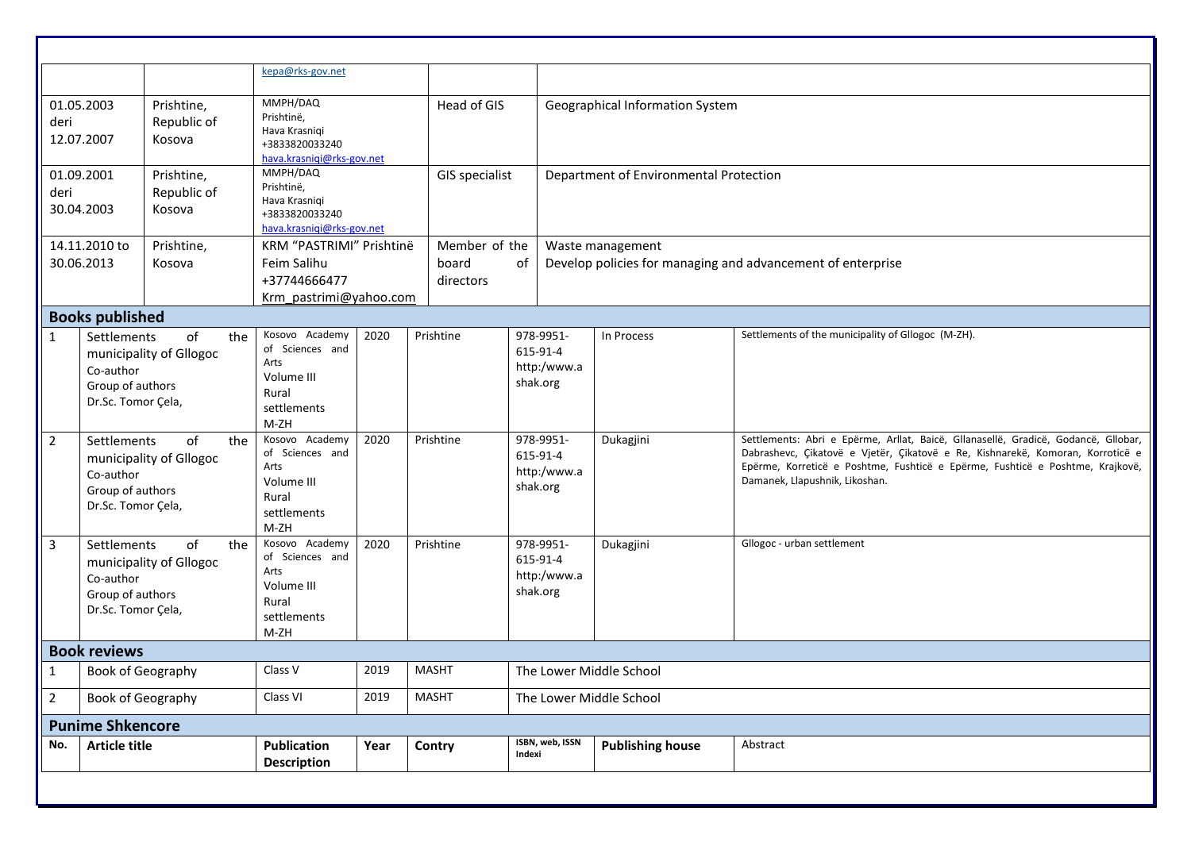| | | | | |
|---|---|---|---|---|
| | | kepa@rks-gov.net | | |
| 01.05.2003 deri 12.07.2007 | Prishtine, Republic of Kosova | MMPH/DAQ Prishtinë, Hava Krasniqi +3833820033240 hava.krasniqi@rks-gov.net | Head of GIS | Geographical Information System |
| 01.09.2001 deri 30.04.2003 | Prishtine, Republic of Kosova | MMPH/DAQ Prishtinë, Hava Krasniqi +3833820033240 hava.krasniqi@rks-gov.net | GIS specialist | Department of Environmental Protection |
| 14.11.2010 to 30.06.2013 | Prishtine, Kosova | KRM "PASTRIMI" Prishtinë Feim Salihu +37744666477 Krm_pastrimi@yahoo.com | Member of the board of directors | Waste management Develop policies for managing and advancement of enterprise |

## Books published

| | | | | | | | |
|---|---|---|---|---|---|---|---|
| 1 | Settlements of the municipality of Gllogoc Co-author Group of authors Dr.Sc. Tomor Çela, | Kosovo Academy of Sciences and Arts Volume III Rural settlements M-ZH | 2020 | Prishtine | 978-9951-615-91-4 http:/www.ashak.org | In Process | Settlements of the municipality of Gllogoc (M-ZH). |
| 2 | Settlements of the municipality of Gllogoc Co-author Group of authors Dr.Sc. Tomor Çela, | Kosovo Academy of Sciences and Arts Volume III Rural settlements M-ZH | 2020 | Prishtine | 978-9951-615-91-4 http:/www.ashak.org | Dukagjini | Settlements: Abri e Epërme, Arllat, Baicë, Gllanasellë, Gradicë, Godancë, Gllobar, Dabrashevc, Çikatovë e Vjetër, Çikatovë e Re, Kishnarekë, Komoran, Korroticë e Epërme, Korreticë e Poshtme, Fushticë e Epërme, Fushticë e Poshtme, Krajkovë, Damanek, Llapushnik, Likoshan. |
| 3 | Settlements of the municipality of Gllogoc Co-author Group of authors Dr.Sc. Tomor Çela, | Kosovo Academy of Sciences and Arts Volume III Rural settlements M-ZH | 2020 | Prishtine | 978-9951-615-91-4 http:/www.ashak.org | Dukagjini | Gllogoc - urban settlement |

## Book reviews

| | | | | | |
|---|---|---|---|---|---|
| 1 | Book of Geography | Class V | 2019 | MASHT | The Lower Middle School |
| 2 | Book of Geography | Class VI | 2019 | MASHT | The Lower Middle School |

## Punime Shkencore

| No. | Article title | Publication Description | Year | Contry | ISBN, web, ISSN Indexi | Publishing house | Abstract |
|---|---|---|---|---|---|---|---|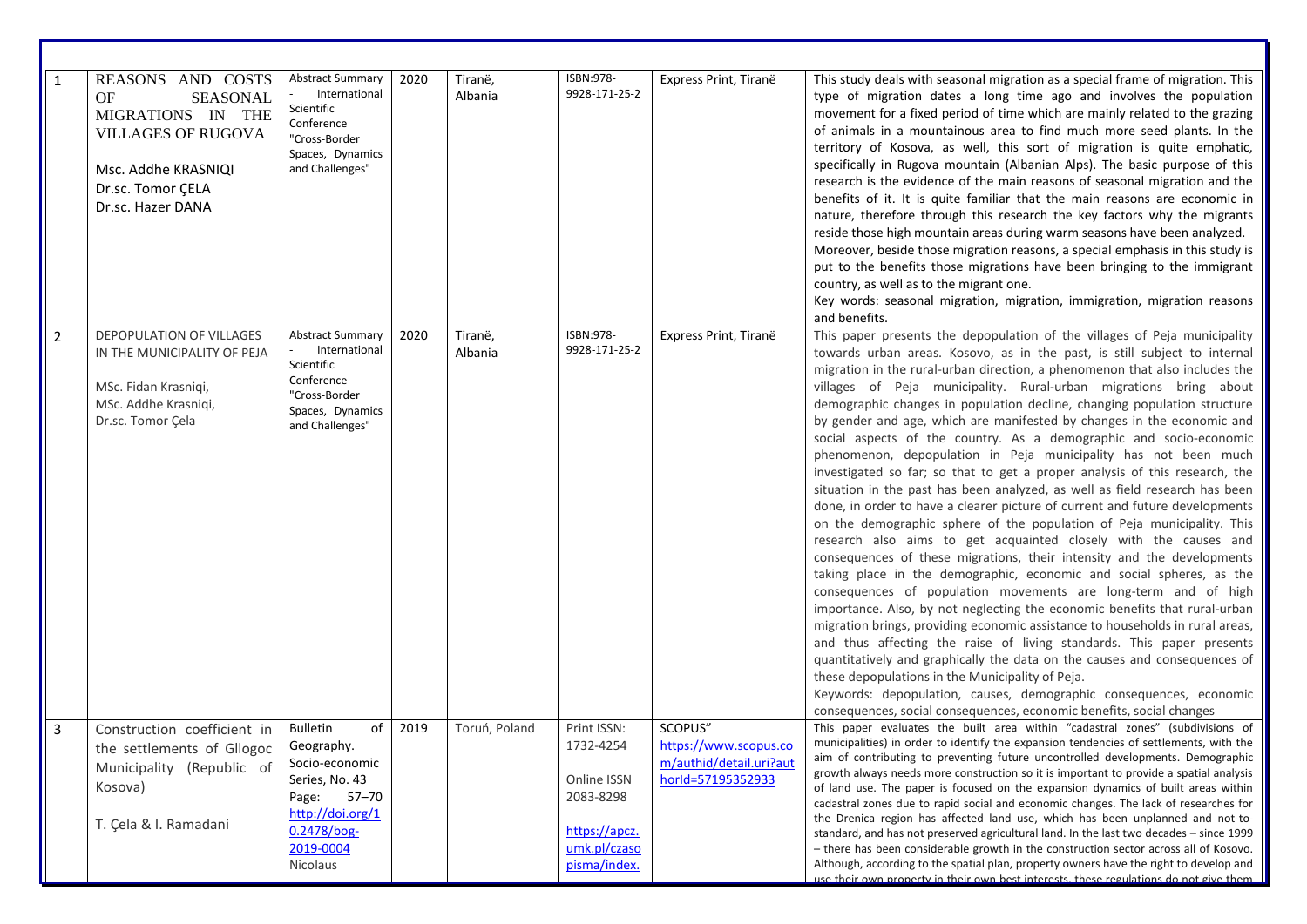| 1 | REASONS AND COSTS OF SEASONAL MIGRATIONS IN THE VILLAGES OF RUGOVA<br><br>Msc. Addhe KRASNIQI<br>Dr.sc. Tomor ÇELA<br>Dr.sc. Hazer DANA | Abstract Summary - International Scientific Conference "Cross-Border Spaces, Dynamics and Challenges" | 2020 | Tiranë, Albania | ISBN:978-9928-171-25-2 | Express Print, Tiranë | This study deals with seasonal migration as a special frame of migration. This type of migration dates a long time ago and involves the population movement for a fixed period of time which are mainly related to the grazing of animals in a mountainous area to find much more seed plants. In the territory of Kosova, as well, this sort of migration is quite emphatic, specifically in Rugova mountain (Albanian Alps). The basic purpose of this research is the evidence of the main reasons of seasonal migration and the benefits of it. It is quite familiar that the main reasons are economic in nature, therefore through this research the key factors why the migrants reside those high mountain areas during warm seasons have been analyzed. Moreover, beside those migration reasons, a special emphasis in this study is put to the benefits those migrations have been bringing to the immigrant country, as well as to the migrant one.<br>Key words: seasonal migration, migration, immigration, migration reasons and benefits. |
|---|---|---|---|---|---|---|---|
| 2 | DEPOPULATION OF VILLAGES IN THE MUNICIPALITY OF PEJA<br><br>MSc. Fidan Krasniqi,<br>MSc. Addhe Krasniqi,<br>Dr.sc. Tomor Çela | Abstract Summary - International Scientific Conference "Cross-Border Spaces, Dynamics and Challenges" | 2020 | Tiranë, Albania | ISBN:978-9928-171-25-2 | Express Print, Tiranë | This paper presents the depopulation of the villages of Peja municipality towards urban areas. Kosovo, as in the past, is still subject to internal migration in the rural-urban direction, a phenomenon that also includes the villages of Peja municipality. Rural-urban migrations bring about demographic changes in population decline, changing population structure by gender and age, which are manifested by changes in the economic and social aspects of the country. As a demographic and socio-economic phenomenon, depopulation in Peja municipality has not been much investigated so far; so that to get a proper analysis of this research, the situation in the past has been analyzed, as well as field research has been done, in order to have a clearer picture of current and future developments on the demographic sphere of the population of Peja municipality. This research also aims to get acquainted closely with the causes and consequences of these migrations, their intensity and the developments taking place in the demographic, economic and social spheres, as the consequences of population movements are long-term and of high importance. Also, by not neglecting the economic benefits that rural-urban migration brings, providing economic assistance to households in rural areas, and thus affecting the raise of living standards. This paper presents quantitatively and graphically the data on the causes and consequences of these depopulations in the Municipality of Peja.<br>Keywords: depopulation, causes, demographic consequences, economic consequences, social consequences, economic benefits, social changes |
| 3 | Construction coefficient in the settlements of Gllogoc Municipality (Republic of Kosova)<br><br>T. Çela & I. Ramadani | Bulletin of Geography. Socio-economic Series, No. 43 Page: 57–70 http://doi.org/10.2478/bog-2019-0004 Nicolaus | 2019 | Toruń, Poland | Print ISSN: 1732-4254<br><br>Online ISSN 2083-8298<br><br>https://apcz.umk.pl/czasopisma/index. | SCOPUS" https://www.scopus.com/authid/detail.uri?authorId=57195352933 | This paper evaluates the built area within "cadastral zones" (subdivisions of municipalities) in order to identify the expansion tendencies of settlements, with the aim of contributing to preventing future uncontrolled developments. Demographic growth always needs more construction so it is important to provide a spatial analysis of land use. The paper is focused on the expansion dynamics of built areas within cadastral zones due to rapid social and economic changes. The lack of researches for the Drenica region has affected land use, which has been unplanned and not-to-standard, and has not preserved agricultural land. In the last two decades – since 1999 – there has been considerable growth in the construction sector across all of Kosovo. Although, according to the spatial plan, property owners have the right to develop and use their own property in their own best interests, these regulations do not give them |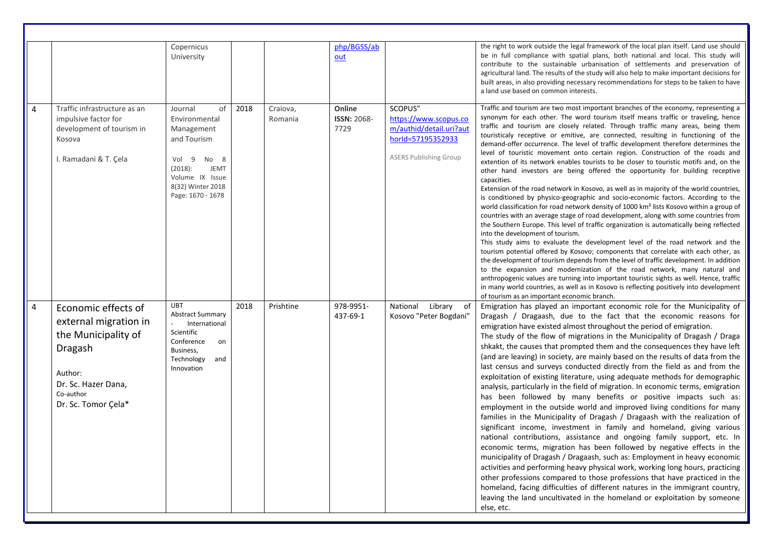| | | Copernicus University | | | php/BGSS/about | | the right to work outside the legal framework of the local plan itself. Land use should be in full compliance with spatial plans, both national and local. This study will contribute to the sustainable urbanisation of settlements and preservation of agricultural land. The results of the study will also help to make important decisions for built areas, in also providing necessary recommendations for steps to be taken to have a land use based on common interests. |
|---|---|---|---|---|---|---|---|
| 4 | Traffic infrastructure as an impulsive factor for development of tourism in Kosova<br><br>I. Ramadani & T. Çela | Journal of Environmental Management and Tourism<br><br>Vol 9 No 8 (2018): JEMT Volume IX Issue 8(32) Winter 2018 Page: 1670 - 1678 | 2018 | Craiova, Romania | **Online ISSN:** 2068-7729 | SCOPUS" https://www.scopus.com/authid/detail.uri?authorId=57195352933<br><br>ASERS Publishing Group | Traffic and tourism are two most important branches of the economy, representing a synonym for each other. The word tourism itself means traffic or traveling, hence traffic and tourism are closely related. Through traffic many areas, being them touristicaly receptive or emitive, are connected, resulting in functioning of the demand-offer occurrence. The level of traffic development therefore determines the level of touristic movement onto certain region. Construction of the roads and extention of its network enables tourists to be closer to touristic motifs and, on the other hand investors are being offered the opportunity for building receptive capacities.<br>Extension of the road network in Kosovo, as well as in majority of the world countries, is conditioned by physico-geographic and socio-economic factors. According to the world classification for road network density of 1000 km² lists Kosovo within a group of countries with an average stage of road development, along with some countries from the Southern Europe. This level of traffic organization is automatically being reflected into the development of tourism.<br>This study aims to evaluate the development level of the road network and the tourism potential offered by Kosovo; components that correlate with each other, as the development of tourism depends from the level of traffic development. In addition to the expansion and modernization of the road network, many natural and anthropogenic values are turning into important touristic sights as well. Hence, traffic in many world countries, as well as in Kosovo is reflecting positively into development of tourism as an important economic branch. |
| 4 | Economic effects of external migration in the Municipality of Dragash<br><br>Author:<br>Dr. Sc. Hazer Dana,<br>Co-author<br>Dr. Sc. Tomor Çela* | UBT Abstract Summary - International Scientific Conference on Business, Technology and Innovation | 2018 | Prishtine | 978-9951-437-69-1 | National Library of Kosovo "Peter Bogdani" | Emigration has played an important economic role for the Municipality of Dragash / Dragaash, due to the fact that the economic reasons for emigration have existed almost throughout the period of emigration.<br>The study of the flow of migrations in the Municipality of Dragash / Draga shkakt, the causes that prompted them and the consequences they have left (and are leaving) in society, are mainly based on the results of data from the last census and surveys conducted directly from the field as and from the exploitation of existing literature, using adequate methods for demographic analysis, particularly in the field of migration. In economic terms, emigration has been followed by many benefits or positive impacts such as: employment in the outside world and improved living conditions for many families in the Municipality of Dragash / Dragaash with the realization of significant income, investment in family and homeland, giving various national contributions, assistance and ongoing family support, etc. In economic terms, migration has been followed by negative effects in the municipality of Dragash / Dragaash, such as: Employment in heavy economic activities and performing heavy physical work, working long hours, practicing other professions compared to those professions that have practiced in the homeland, facing difficulties of different natures in the immigrant country, leaving the land uncultivated in the homeland or exploitation by someone else, etc. |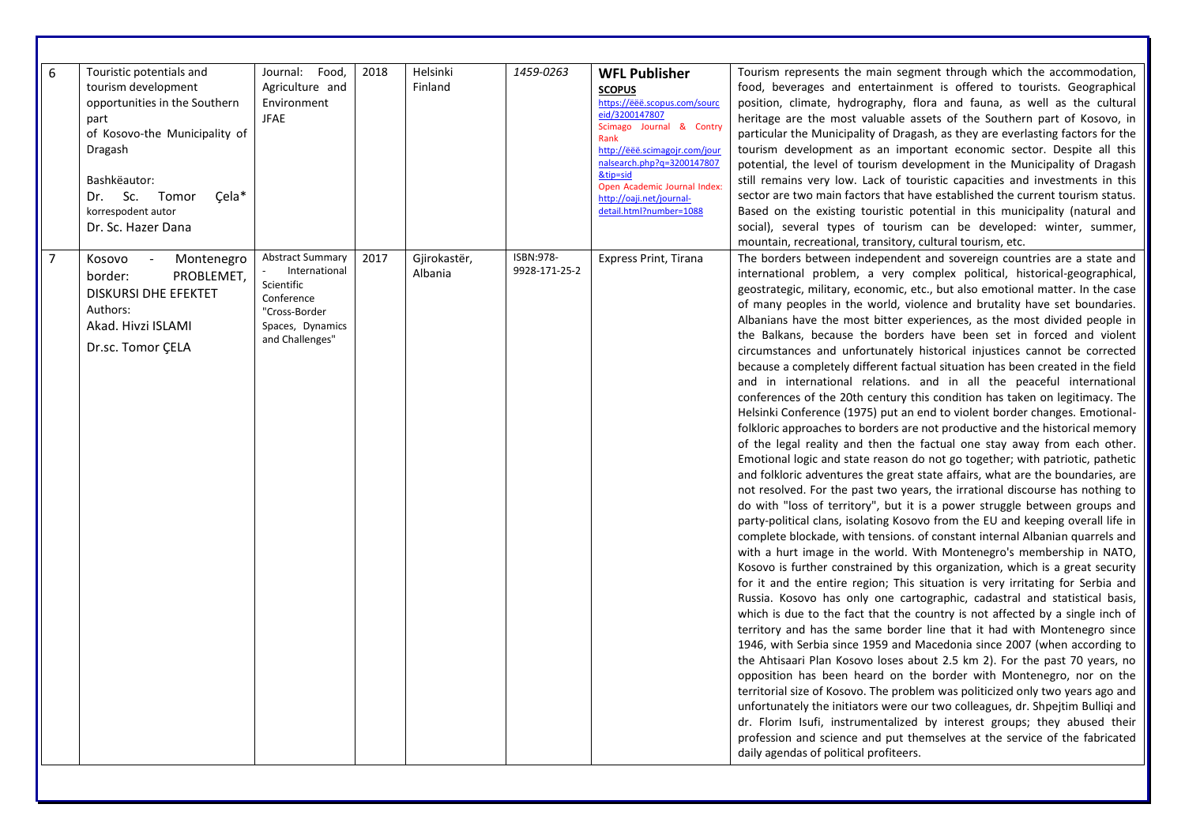| 6 | Touristic potentials and tourism development opportunities in the Southern part of Kosovo-the Municipality of Dragash<br><br>Bashkëautor:<br>Dr. Sc. Tomor Çela*<br>korrespodent autor<br>Dr. Sc. Hazer Dana | Journal: Food, Agriculture and Environment JFAE | 2018 | Helsinki Finland | *1459-0263* | **WFL Publisher**<br>**SCOPUS**<br>https://ëëë.scopus.com/sourceid/3200147807<br>Scimago Journal & Contry Rank<br>http://ëëë.scimagojr.com/journalsearch.php?q=3200147807&tip=sid<br>Open Academic Journal Index:<br>http://oaji.net/journal-detail.html?number=1088 | Tourism represents the main segment through which the accommodation, food, beverages and entertainment is offered to tourists. Geographical position, climate, hydrography, flora and fauna, as well as the cultural heritage are the most valuable assets of the Southern part of Kosovo, in particular the Municipality of Dragash, as they are everlasting factors for the tourism development as an important economic sector. Despite all this potential, the level of tourism development in the Municipality of Dragash still remains very low. Lack of touristic capacities and investments in this sector are two main factors that have established the current tourism status. Based on the existing touristic potential in this municipality (natural and social), several types of tourism can be developed: winter, summer, mountain, recreational, transitory, cultural tourism, etc. |
|---|---|---|---|---|---|---|---|
| 7 | Kosovo - Montenegro border: PROBLEMET, DISKURSI DHE EFEKTET<br>Authors:<br>Akad. Hivzi ISLAMI<br>Dr.sc. Tomor ÇELA | Abstract Summary - International Scientific Conference "Cross-Border Spaces, Dynamics and Challenges" | 2017 | Gjirokastër, Albania | ISBN:978-9928-171-25-2 | Express Print, Tirana | The borders between independent and sovereign countries are a state and international problem, a very complex political, historical-geographical, geostrategic, military, economic, etc., but also emotional matter. In the case of many peoples in the world, violence and brutality have set boundaries. Albanians have the most bitter experiences, as the most divided people in the Balkans, because the borders have been set in forced and violent circumstances and unfortunately historical injustices cannot be corrected because a completely different factual situation has been created in the field and in international relations. and in all the peaceful international conferences of the 20th century this condition has taken on legitimacy. The Helsinki Conference (1975) put an end to violent border changes. Emotional-folkloric approaches to borders are not productive and the historical memory of the legal reality and then the factual one stay away from each other. Emotional logic and state reason do not go together; with patriotic, pathetic and folkloric adventures the great state affairs, what are the boundaries, are not resolved. For the past two years, the irrational discourse has nothing to do with "loss of territory", but it is a power struggle between groups and party-political clans, isolating Kosovo from the EU and keeping overall life in complete blockade, with tensions. of constant internal Albanian quarrels and with a hurt image in the world. With Montenegro's membership in NATO, Kosovo is further constrained by this organization, which is a great security for it and the entire region; This situation is very irritating for Serbia and Russia. Kosovo has only one cartographic, cadastral and statistical basis, which is due to the fact that the country is not affected by a single inch of territory and has the same border line that it had with Montenegro since 1946, with Serbia since 1959 and Macedonia since 2007 (when according to the Ahtisaari Plan Kosovo loses about 2.5 km 2). For the past 70 years, no opposition has been heard on the border with Montenegro, nor on the territorial size of Kosovo. The problem was politicized only two years ago and unfortunately the initiators were our two colleagues, dr. Shpejtim Bulliqi and dr. Florim Isufi, instrumentalized by interest groups; they abused their profession and science and put themselves at the service of the fabricated daily agendas of political profiteers. |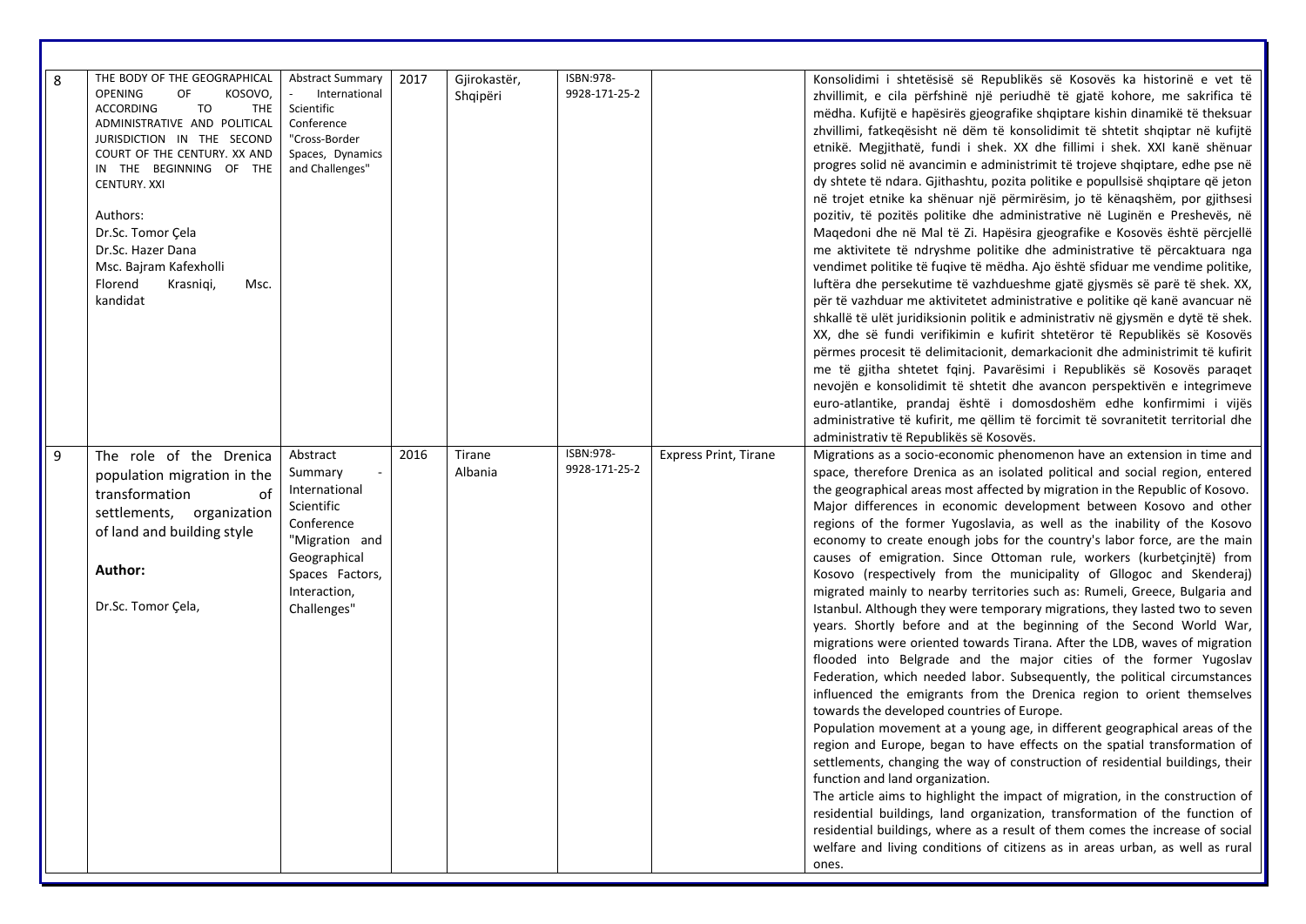| 8 | THE BODY OF THE GEOGRAPHICAL OPENING OF KOSOVO, ACCORDING TO THE ADMINISTRATIVE AND POLITICAL JURISDICTION IN THE SECOND COURT OF THE CENTURY. XX AND IN THE BEGINNING OF THE CENTURY. XXI<br><br>Authors:<br>Dr.Sc. Tomor Çela<br>Dr.Sc. Hazer Dana<br>Msc. Bajram Kafexholli<br>Florend Krasniqi, Msc. kandidat | Abstract Summary - International Scientific Conference "Cross-Border Spaces, Dynamics and Challenges" | 2017 | Gjirokastër, Shqipëri | ISBN:978-9928-171-25-2 | | Konsolidimi i shtetësisë së Republikës së Kosovës ka historinë e vet të zhvillimit, e cila përfshinë një periudhë të gjatë kohore, me sakrifica të mëdha. Kufijtë e hapësirës gjeografike shqiptare kishin dinamikë të theksuar zhvillimi, fatkeqësisht në dëm të konsolidimit të shtetit shqiptar në kufijtë etnikë. Megjithatë, fundi i shek. XX dhe fillimi i shek. XXI kanë shënuar progres solid në avancimin e administrimit të trojeve shqiptare, edhe pse në dy shtete të ndara. Gjithashtu, pozita politike e popullsisë shqiptare që jeton në trojet etnike ka shënuar një përmirësim, jo të kënaqshëm, por gjithsesi pozitiv, të pozitës politike dhe administrative në Luginën e Preshevës, në Maqedoni dhe në Mal të Zi. Hapësira gjeografike e Kosovës është përcjellë me aktivitete të ndryshme politike dhe administrative të përcaktuara nga vendimet politike të fuqive të mëdha. Ajo është sfiduar me vendime politike, luftëra dhe persekutime të vazhdueshme gjatë gjysmës së parë të shek. XX, për të vazhduar me aktivitetet administrative e politike që kanë avancuar në shkallë të ulët juridiksionin politik e administrativ në gjysmën e dytë të shek. XX, dhe së fundi verifikimin e kufirit shtetëror të Republikës së Kosovës përmes procesit të delimitacionit, demarkacionit dhe administrimit të kufirit me të gjitha shtetet fqinj. Pavarësimi i Republikës së Kosovës paraqet nevojën e konsolidimit të shtetit dhe avancon perspektivën e integrimeve euro-atlantike, prandaj është i domosdoshëm edhe konfirmimi i vijës administrative të kufirit, me qëllim të forcimit të sovranitetit territorial dhe administrativ të Republikës së Kosovës. |
|---|---|---|---|---|---|---|---|
| 9 | The role of the Drenica population migration in the transformation of settlements, organization of land and building style<br><br>**Author:**<br><br>Dr.Sc. Tomor Çela, | Abstract Summary - International Scientific Conference "Migration and Geographical Spaces Factors, Interaction, Challenges" | 2016 | Tirane Albania | ISBN:978-9928-171-25-2 | Express Print, Tirane | Migrations as a socio-economic phenomenon have an extension in time and space, therefore Drenica as an isolated political and social region, entered the geographical areas most affected by migration in the Republic of Kosovo. Major differences in economic development between Kosovo and other regions of the former Yugoslavia, as well as the inability of the Kosovo economy to create enough jobs for the country's labor force, are the main causes of emigration. Since Ottoman rule, workers (kurbetçinjtë) from Kosovo (respectively from the municipality of Gllogoc and Skenderaj) migrated mainly to nearby territories such as: Rumeli, Greece, Bulgaria and Istanbul. Although they were temporary migrations, they lasted two to seven years. Shortly before and at the beginning of the Second World War, migrations were oriented towards Tirana. After the LDB, waves of migration flooded into Belgrade and the major cities of the former Yugoslav Federation, which needed labor. Subsequently, the political circumstances influenced the emigrants from the Drenica region to orient themselves towards the developed countries of Europe.<br>Population movement at a young age, in different geographical areas of the region and Europe, began to have effects on the spatial transformation of settlements, changing the way of construction of residential buildings, their function and land organization.<br>The article aims to highlight the impact of migration, in the construction of residential buildings, land organization, transformation of the function of residential buildings, where as a result of them comes the increase of social welfare and living conditions of citizens as in areas urban, as well as rural ones. |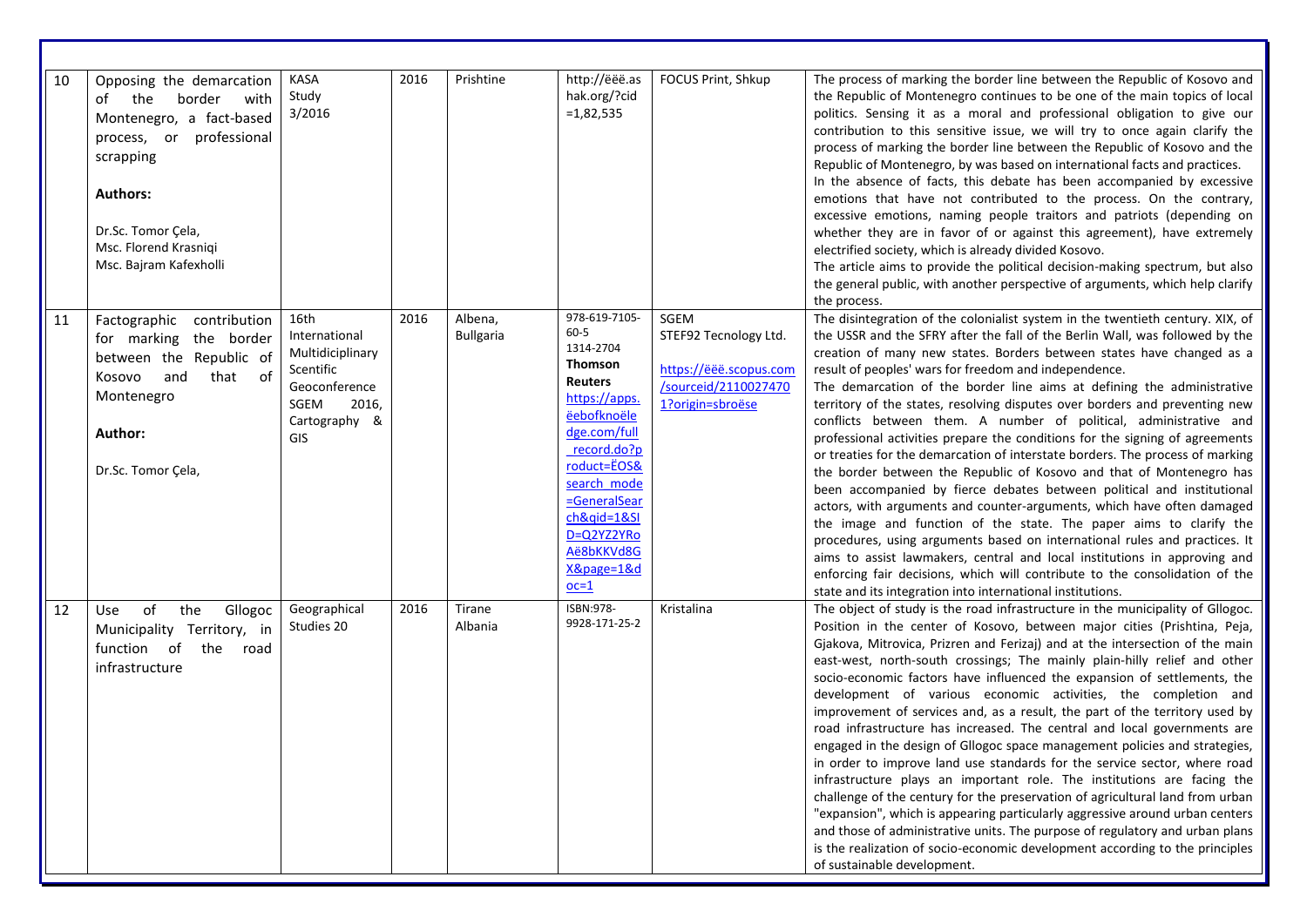| 10 | Opposing the demarcation of the border with Montenegro, a fact-based process, or professional scrapping<br><br>**Authors:**<br><br>Dr.Sc. Tomor Çela,<br>Msc. Florend Krasniqi<br>Msc. Bajram Kafexholli | KASA Study 3/2016 | 2016 | Prishtine | http://ëëë.ashak.org/?cid=1,82,535 | FOCUS Print, Shkup | The process of marking the border line between the Republic of Kosovo and the Republic of Montenegro continues to be one of the main topics of local politics. Sensing it as a moral and professional obligation to give our contribution to this sensitive issue, we will try to once again clarify the process of marking the border line between the Republic of Kosovo and the Republic of Montenegro, by was based on international facts and practices.<br>In the absence of facts, this debate has been accompanied by excessive emotions that have not contributed to the process. On the contrary, excessive emotions, naming people traitors and patriots (depending on whether they are in favor of or against this agreement), have extremely electrified society, which is already divided Kosovo.<br>The article aims to provide the political decision-making spectrum, but also the general public, with another perspective of arguments, which help clarify the process. |
|---|---|---|---|---|---|---|---|
| 11 | Factographic contribution for marking the border between the Republic of Kosovo and that of Montenegro<br><br>**Author:**<br><br>Dr.Sc. Tomor Çela, | 16th International Multidiciplinary Scientific Geoconference SGEM 2016, Cartography & GIS | 2016 | Albena, Bullgaria | 978-619-7105-60-5<br>1314-2704<br>**Thomson Reuters**<br>https://apps.ëebofknoële dge.com/full_record.do?product=ËOS&search_mode=GeneralSearch&qid=1&SID=Q2YZ2YRoAë8bKKVd8GX&page=1&doc=1 | SGEM<br>STEF92 Tecnology Ltd.<br><br>https://ëëë.scopus.com/sourceid/21100274701?origin=sbroëse | The disintegration of the colonialist system in the twentieth century. XIX, of the USSR and the SFRY after the fall of the Berlin Wall, was followed by the creation of many new states. Borders between states have changed as a result of peoples' wars for freedom and independence.<br>The demarcation of the border line aims at defining the administrative territory of the states, resolving disputes over borders and preventing new conflicts between them. A number of political, administrative and professional activities prepare the conditions for the signing of agreements or treaties for the demarcation of interstate borders. The process of marking the border between the Republic of Kosovo and that of Montenegro has been accompanied by fierce debates between political and institutional actors, with arguments and counter-arguments, which have often damaged the image and function of the state. The paper aims to clarify the procedures, using arguments based on international rules and practices. It aims to assist lawmakers, central and local institutions in approving and enforcing fair decisions, which will contribute to the consolidation of the state and its integration into international institutions. |
| 12 | Use of the Gllogoc Municipality Territory, in function of the road infrastructure | Geographical Studies 20 | 2016 | Tirane Albania | ISBN:978-9928-171-25-2 | Kristalina | The object of study is the road infrastructure in the municipality of Gllogoc. Position in the center of Kosovo, between major cities (Prishtina, Peja, Gjakova, Mitrovica, Prizren and Ferizaj) and at the intersection of the main east-west, north-south crossings; The mainly plain-hilly relief and other socio-economic factors have influenced the expansion of settlements, the development of various economic activities, the completion and improvement of services and, as a result, the part of the territory used by road infrastructure has increased. The central and local governments are engaged in the design of Gllogoc space management policies and strategies, in order to improve land use standards for the service sector, where road infrastructure plays an important role. The institutions are facing the challenge of the century for the preservation of agricultural land from urban "expansion", which is appearing particularly aggressive around urban centers and those of administrative units. The purpose of regulatory and urban plans is the realization of socio-economic development according to the principles of sustainable development. |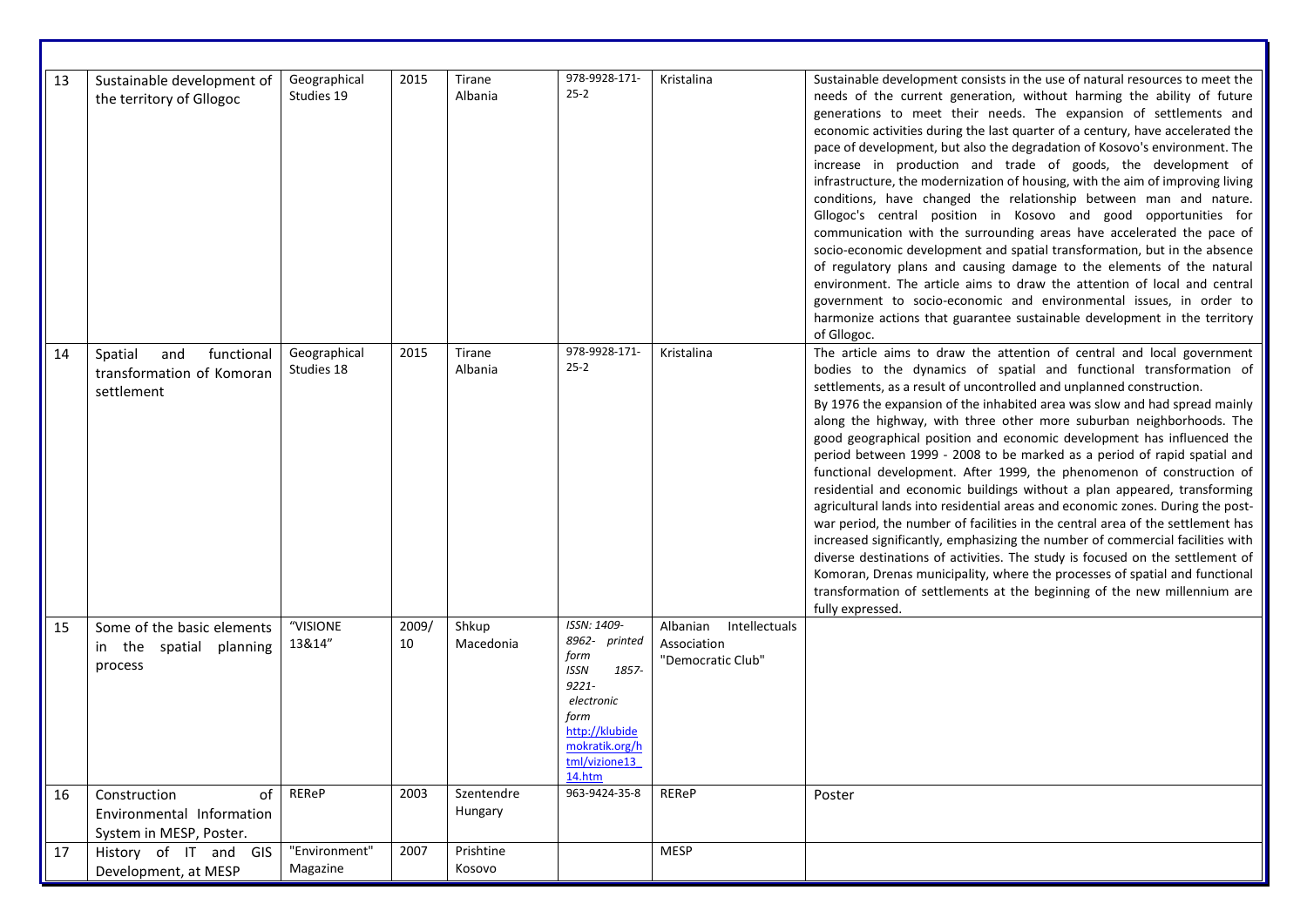| 13 | Sustainable development of the territory of Gllogoc | Geographical Studies 19 | 2015 | Tirane Albania | 978-9928-171-25-2 | Kristalina | Sustainable development consists in the use of natural resources to meet the needs of the current generation, without harming the ability of future generations to meet their needs. The expansion of settlements and economic activities during the last quarter of a century, have accelerated the pace of development, but also the degradation of Kosovo's environment. The increase in production and trade of goods, the development of infrastructure, the modernization of housing, with the aim of improving living conditions, have changed the relationship between man and nature. Gllogoc's central position in Kosovo and good opportunities for communication with the surrounding areas have accelerated the pace of socio-economic development and spatial transformation, but in the absence of regulatory plans and causing damage to the elements of the natural environment. The article aims to draw the attention of local and central government to socio-economic and environmental issues, in order to harmonize actions that guarantee sustainable development in the territory of Gllogoc. |
|---|---|---|---|---|---|---|---|
| 14 | Spatial and functional transformation of Komoran settlement | Geographical Studies 18 | 2015 | Tirane Albania | 978-9928-171-25-2 | Kristalina | The article aims to draw the attention of central and local government bodies to the dynamics of spatial and functional transformation of settlements, as a result of uncontrolled and unplanned construction. By 1976 the expansion of the inhabited area was slow and had spread mainly along the highway, with three other more suburban neighborhoods. The good geographical position and economic development has influenced the period between 1999 - 2008 to be marked as a period of rapid spatial and functional development. After 1999, the phenomenon of construction of residential and economic buildings without a plan appeared, transforming agricultural lands into residential areas and economic zones. During the post-war period, the number of facilities in the central area of the settlement has increased significantly, emphasizing the number of commercial facilities with diverse destinations of activities. The study is focused on the settlement of Komoran, Drenas municipality, where the processes of spatial and functional transformation of settlements at the beginning of the new millennium are fully expressed. |
| 15 | Some of the basic elements in the spatial planning process | "VISIONE 13&14" | 2009/10 | Shkup Macedonia | *ISSN: 1409-8962- printed form* *ISSN 1857-9221- electronic form* http://klubidemokratik.org/html/vizione13_14.htm | Albanian Intellectuals Association "Democratic Club" | |
| 16 | Construction of Environmental Information System in MESP, Poster. | REReP | 2003 | Szentendre Hungary | 963-9424-35-8 | REReP | Poster |
| 17 | History of IT and GIS Development, at MESP | "Environment" Magazine | 2007 | Prishtine Kosovo | | MESP | |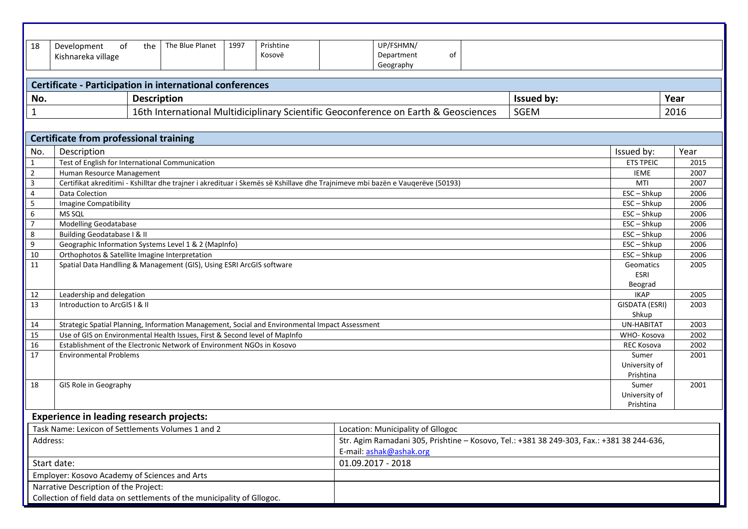| 18 | Development of the Kishnareka village | The Blue Planet | 1997 | Prishtine Kosovë | | UP/FSHMN/ Department of Geography | |
|---|---|---|---|---|---|---|---|

| **Certificate - Participation in international conferences** | | | |
|---|---|---|---|
| **No.** | **Description** | **Issued by:** | **Year** |
| 1 | 16th International Multidiciplinary Scientific Geoconference on Earth & Geosciences | SGEM | 2016 |

| **Certificate from professional training** | | | |
|---|---|---|---|
| No. | Description | Issued by: | Year |
| 1 | Test of English for International Communication | ETS TPEIC | 2015 |
| 2 | Human Resource Management | IEME | 2007 |
| 3 | Certifikat akreditimi - Kshilltar dhe trajner i akredituar i Skemës së Kshillave dhe Trajnimeve mbi bazën e Vauqerëve (50193) | MTI | 2007 |
| 4 | Data Colection | ESC – Shkup | 2006 |
| 5 | Imagine Compatibility | ESC – Shkup | 2006 |
| 6 | MS SQL | ESC – Shkup | 2006 |
| 7 | Modelling Geodatabase | ESC – Shkup | 2006 |
| 8 | Building Geodatabase I & II | ESC – Shkup | 2006 |
| 9 | Geographic Information Systems Level 1 & 2 (MapInfo) | ESC – Shkup | 2006 |
| 10 | Orthophotos & Satellite Imagine Interpretation | ESC – Shkup | 2006 |
| 11 | Spatial Data Handlling & Management (GIS), Using ESRI ArcGIS software | Geomatics ESRI Beograd | 2005 |
| 12 | Leadership and delegation | IKAP | 2005 |
| 13 | Introduction to ArcGIS I & II | GISDATA (ESRI) Shkup | 2003 |
| 14 | Strategic Spatial Planning, Information Management, Social and Environmental Impact Assessment | UN-HABITAT | 2003 |
| 15 | Use of GIS on Environmental Health Issues, First & Second level of MapInfo | WHO- Kosova | 2002 |
| 16 | Establishment of the Electronic Network of Environment NGOs in Kosovo | REC Kosova | 2002 |
| 17 | Environmental Problems | Sumer University of Prishtina | 2001 |
| 18 | GIS Role in Geography | Sumer University of Prishtina | 2001 |

**Experience in leading research projects:**

| Task Name: Lexicon of Settlements Volumes 1 and 2 | Location: Municipality of Gllogoc |
|---|---|
| Address: | Str. Agim Ramadani 305, Prishtine – Kosovo, Tel.: +381 38 249-303, Fax.: +381 38 244-636, E-mail: ashak@ashak.org |
| Start date: | 01.09.2017 - 2018 |
| Employer: Kosovo Academy of Sciences and Arts | |
| Narrative Description of the Project: Collection of field data on settlements of the municipality of Gllogoc. | |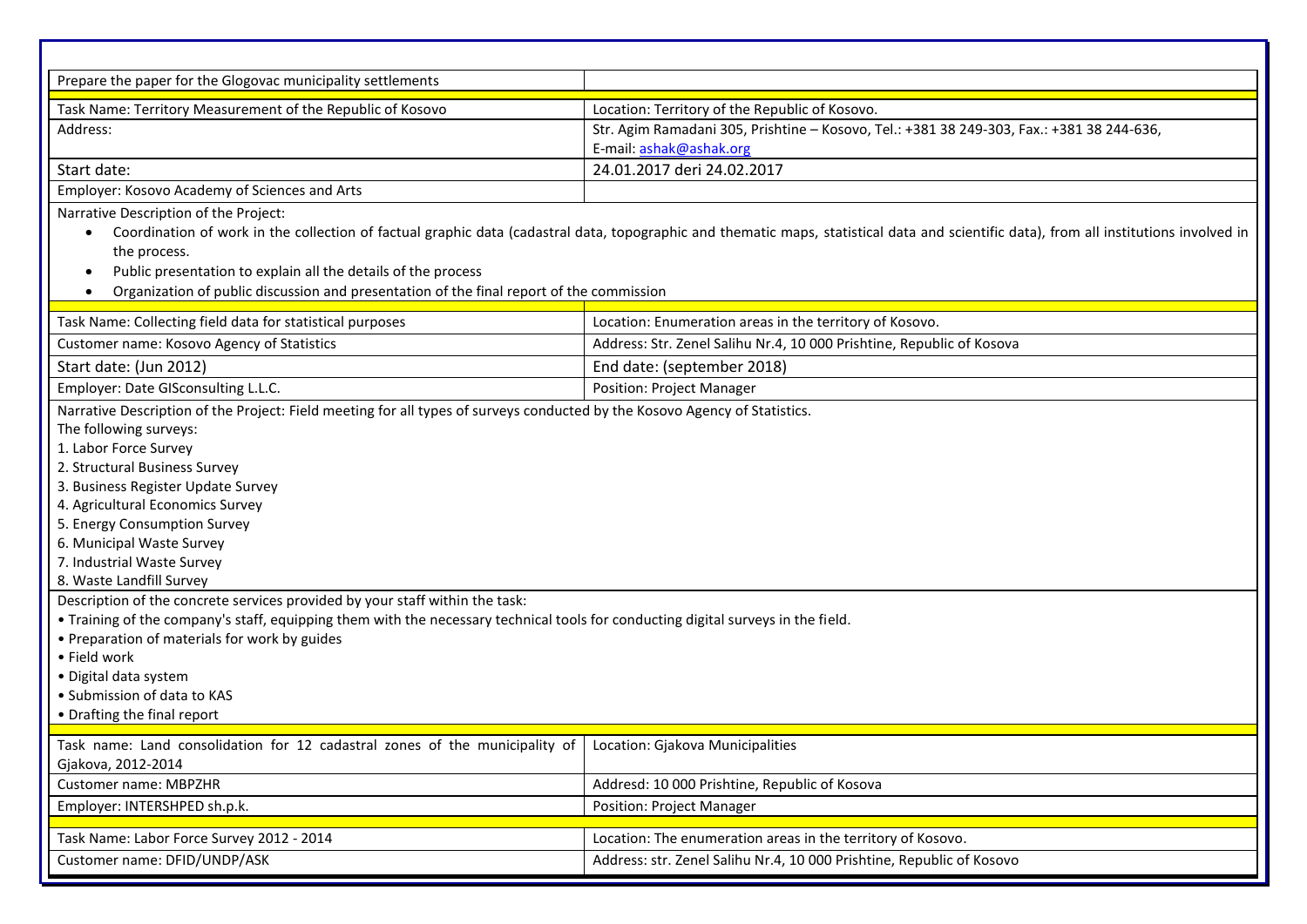| Prepare the paper for the Glogovac municipality settlements | |
|---|---|
| Task Name: Territory Measurement of the Republic of Kosovo | Location: Territory of the Republic of Kosovo. |
| Address: | Str. Agim Ramadani 305, Prishtine – Kosovo, Tel.: +381 38 249-303, Fax.: +381 38 244-636, E-mail: ashak@ashak.org |
| Start date: | 24.01.2017 deri 24.02.2017 |
| Employer: Kosovo Academy of Sciences and Arts | |

Narrative Description of the Project:

- Coordination of work in the collection of factual graphic data (cadastral data, topographic and thematic maps, statistical data and scientific data), from all institutions involved in the process.
- Public presentation to explain all the details of the process
- Organization of public discussion and presentation of the final report of the commission

| Task Name: Collecting field data for statistical purposes | Location: Enumeration areas in the territory of Kosovo. |
|---|---|
| Customer name: Kosovo Agency of Statistics | Address: Str. Zenel Salihu Nr.4, 10 000 Prishtine, Republic of Kosova |
| Start date: (Jun 2012) | End date: (september 2018) |
| Employer: Date GISconsulting L.L.C. | Position: Project Manager |

Narrative Description of the Project: Field meeting for all types of surveys conducted by the Kosovo Agency of Statistics.
The following surveys:
1. Labor Force Survey
2. Structural Business Survey
3. Business Register Update Survey
4. Agricultural Economics Survey
5. Energy Consumption Survey
6. Municipal Waste Survey
7. Industrial Waste Survey
8. Waste Landfill Survey

Description of the concrete services provided by your staff within the task:
- Training of the company's staff, equipping them with the necessary technical tools for conducting digital surveys in the field.
- Preparation of materials for work by guides
- Field work
- Digital data system
- Submission of data to KAS
- Drafting the final report

| Task name: Land consolidation for 12 cadastral zones of the municipality of Gjakova, 2012-2014 | Location: Gjakova Municipalities |
|---|---|
| Customer name: MBPZHR | Addresd: 10 000 Prishtine, Republic of Kosova |
| Employer: INTERSHPED sh.p.k. | Position: Project Manager |

| Task Name: Labor Force Survey 2012 - 2014 | Location: The enumeration areas in the territory of Kosovo. |
|---|---|
| Customer name: DFID/UNDP/ASK | Address: str. Zenel Salihu Nr.4, 10 000 Prishtine, Republic of Kosovo |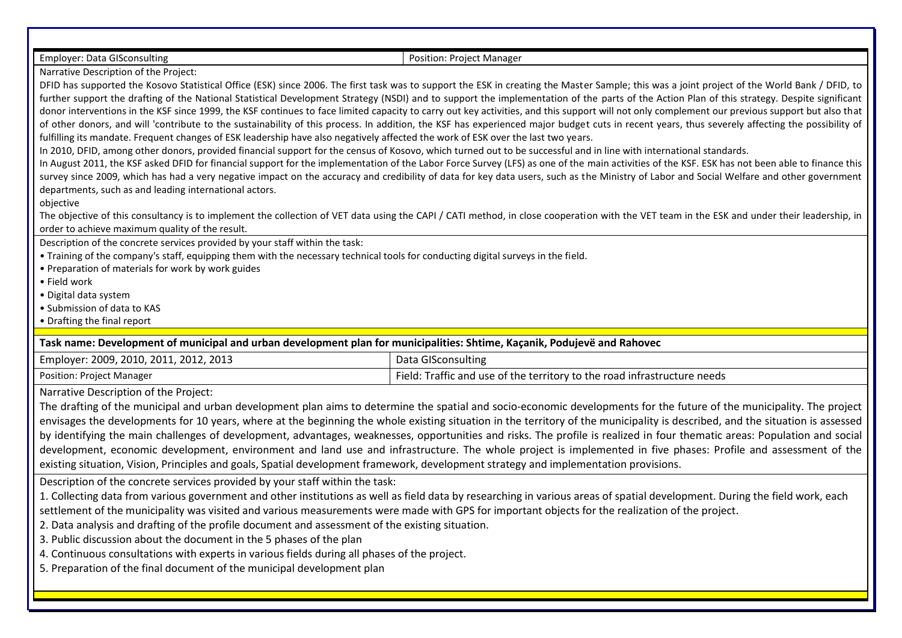| Employer: Data GISconsulting | Position: Project Manager |
|---|---|

Narrative Description of the Project:

DFID has supported the Kosovo Statistical Office (ESK) since 2006. The first task was to support the ESK in creating the Master Sample; this was a joint project of the World Bank / DFID, to further support the drafting of the National Statistical Development Strategy (NSDI) and to support the implementation of the parts of the Action Plan of this strategy. Despite significant donor interventions in the KSF since 1999, the KSF continues to face limited capacity to carry out key activities, and this support will not only complement our previous support but also that of other donors, and will 'contribute to the sustainability of this process. In addition, the KSF has experienced major budget cuts in recent years, thus severely affecting the possibility of fulfilling its mandate. Frequent changes of ESK leadership have also negatively affected the work of ESK over the last two years.

In 2010, DFID, among other donors, provided financial support for the census of Kosovo, which turned out to be successful and in line with international standards.

In August 2011, the KSF asked DFID for financial support for the implementation of the Labor Force Survey (LFS) as one of the main activities of the KSF. ESK has not been able to finance this survey since 2009, which has had a very negative impact on the accuracy and credibility of data for key data users, such as the Ministry of Labor and Social Welfare and other government departments, such as and leading international actors.

objective

The objective of this consultancy is to implement the collection of VET data using the CAPI / CATI method, in close cooperation with the VET team in the ESK and under their leadership, in order to achieve maximum quality of the result.

Description of the concrete services provided by your staff within the task:

- Training of the company's staff, equipping them with the necessary technical tools for conducting digital surveys in the field.
- Preparation of materials for work by work guides
- Field work
- Digital data system
- Submission of data to KAS
- Drafting the final report

**Task name: Development of municipal and urban development plan for municipalities: Shtime, Kaçanik, Podujevë and Rahovec**

| Employer: 2009, 2010, 2011, 2012, 2013 | Data GISconsulting |
|---|---|
| Position: Project Manager | Field: Traffic and use of the territory to the road infrastructure needs |

Narrative Description of the Project:

The drafting of the municipal and urban development plan aims to determine the spatial and socio-economic developments for the future of the municipality. The project envisages the developments for 10 years, where at the beginning the whole existing situation in the territory of the municipality is described, and the situation is assessed by identifying the main challenges of development, advantages, weaknesses, opportunities and risks. The profile is realized in four thematic areas: Population and social development, economic development, environment and land use and infrastructure. The whole project is implemented in five phases: Profile and assessment of the existing situation, Vision, Principles and goals, Spatial development framework, development strategy and implementation provisions.

Description of the concrete services provided by your staff within the task:

1. Collecting data from various government and other institutions as well as field data by researching in various areas of spatial development. During the field work, each settlement of the municipality was visited and various measurements were made with GPS for important objects for the realization of the project.
2. Data analysis and drafting of the profile document and assessment of the existing situation.
3. Public discussion about the document in the 5 phases of the plan
4. Continuous consultations with experts in various fields during all phases of the project.
5. Preparation of the final document of the municipal development plan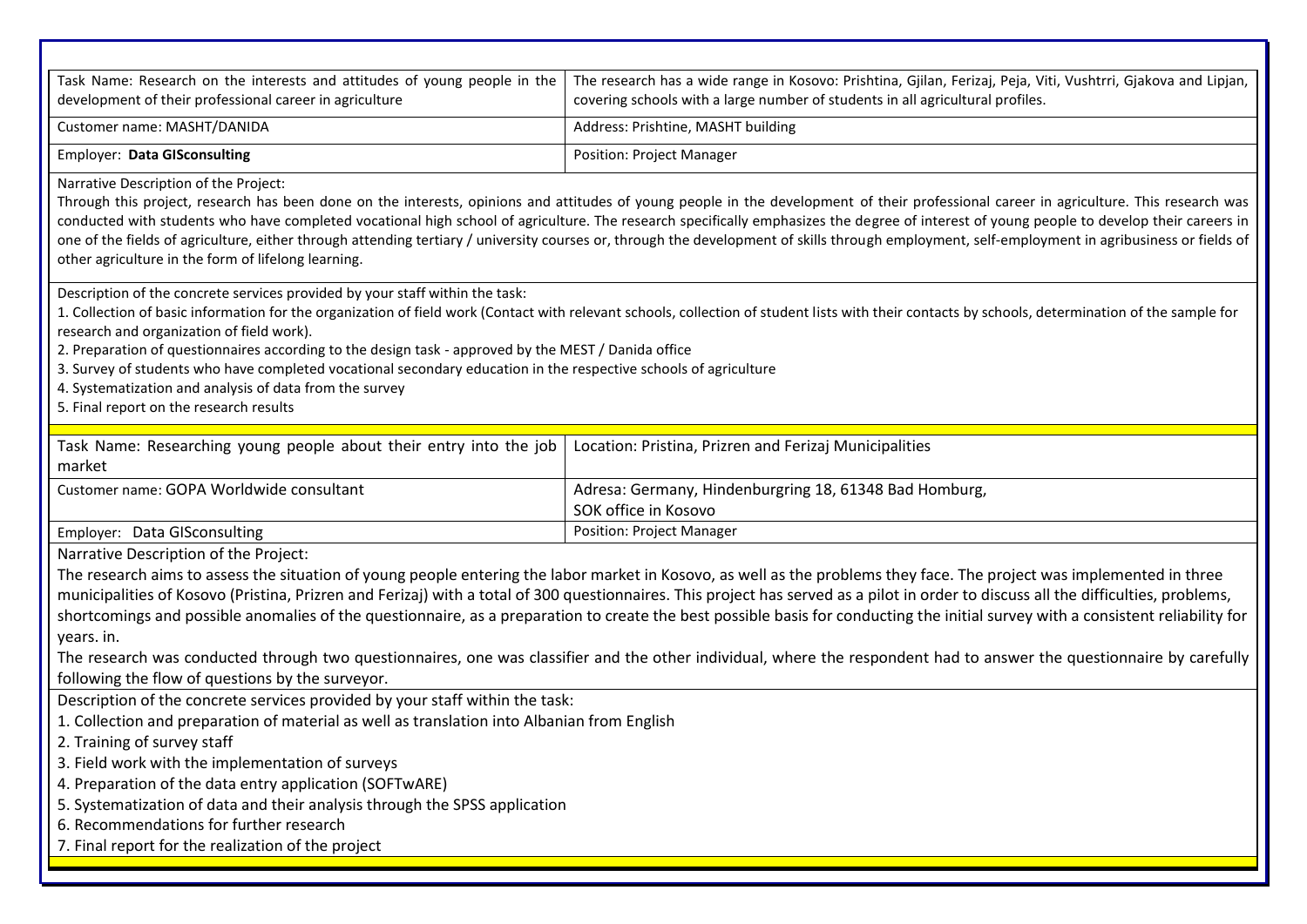| Task Name: Research on the interests and attitudes of young people in the development of their professional career in agriculture | The research has a wide range in Kosovo: Prishtina, Gjilan, Ferizaj, Peja, Viti, Vushtrri, Gjakova and Lipjan, covering schools with a large number of students in all agricultural profiles. |
|---|---|
| Customer name: MASHT/DANIDA | Address: Prishtine, MASHT building |
| Employer: **Data GISconsulting** | Position: Project Manager |

Narrative Description of the Project:

Through this project, research has been done on the interests, opinions and attitudes of young people in the development of their professional career in agriculture. This research was conducted with students who have completed vocational high school of agriculture. The research specifically emphasizes the degree of interest of young people to develop their careers in one of the fields of agriculture, either through attending tertiary / university courses or, through the development of skills through employment, self-employment in agribusiness or fields of other agriculture in the form of lifelong learning.

Description of the concrete services provided by your staff within the task:

1. Collection of basic information for the organization of field work (Contact with relevant schools, collection of student lists with their contacts by schools, determination of the sample for research and organization of field work).
2. Preparation of questionnaires according to the design task - approved by the MEST / Danida office
3. Survey of students who have completed vocational secondary education in the respective schools of agriculture
4. Systematization and analysis of data from the survey
5. Final report on the research results

| Task Name: Researching young people about their entry into the job market | Location: Pristina, Prizren and Ferizaj Municipalities |
|---|---|
| Customer name: GOPA Worldwide consultant | Adresa: Germany, Hindenburgring 18, 61348 Bad Homburg, SOK office in Kosovo |
| Employer: Data GISconsulting | Position: Project Manager |

Narrative Description of the Project:

The research aims to assess the situation of young people entering the labor market in Kosovo, as well as the problems they face. The project was implemented in three municipalities of Kosovo (Pristina, Prizren and Ferizaj) with a total of 300 questionnaires. This project has served as a pilot in order to discuss all the difficulties, problems, shortcomings and possible anomalies of the questionnaire, as a preparation to create the best possible basis for conducting the initial survey with a consistent reliability for years. in.

The research was conducted through two questionnaires, one was classifier and the other individual, where the respondent had to answer the questionnaire by carefully following the flow of questions by the surveyor.

Description of the concrete services provided by your staff within the task:

1. Collection and preparation of material as well as translation into Albanian from English
2. Training of survey staff
3. Field work with the implementation of surveys
4. Preparation of the data entry application (SOFTwARE)
5. Systematization of data and their analysis through the SPSS application
6. Recommendations for further research
7. Final report for the realization of the project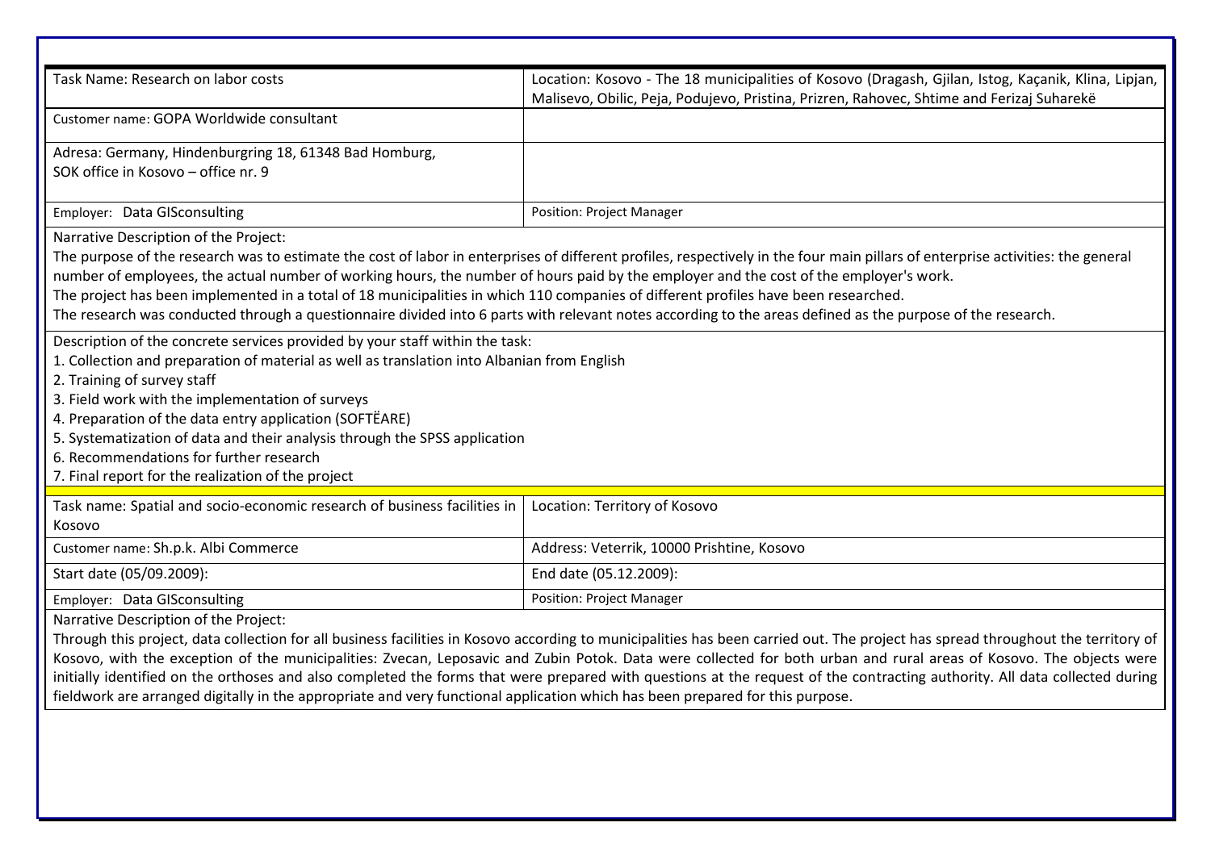| Task Name: Research on labor costs | Location: Kosovo - The 18 municipalities of Kosovo (Dragash, Gjilan, Istog, Kaçanik, Klina, Lipjan, Malisevo, Obilic, Peja, Podujevo, Pristina, Prizren, Rahovec, Shtime and Ferizaj Suharekë |
|---|---|
| Customer name: GOPA Worldwide consultant | |
| Adresa: Germany, Hindenburgring 18, 61348 Bad Homburg,<br>SOK office in Kosovo – office nr. 9 | |
| Employer: Data GISconsulting | Position: Project Manager |

Narrative Description of the Project:

The purpose of the research was to estimate the cost of labor in enterprises of different profiles, respectively in the four main pillars of enterprise activities: the general number of employees, the actual number of working hours, the number of hours paid by the employer and the cost of the employer's work.

The project has been implemented in a total of 18 municipalities in which 110 companies of different profiles have been researched.

The research was conducted through a questionnaire divided into 6 parts with relevant notes according to the areas defined as the purpose of the research.

Description of the concrete services provided by your staff within the task:

1. Collection and preparation of material as well as translation into Albanian from English
2. Training of survey staff
3. Field work with the implementation of surveys
4. Preparation of the data entry application (SOFTËARE)
5. Systematization of data and their analysis through the SPSS application
6. Recommendations for further research
7. Final report for the realization of the project

| Task name: Spatial and socio-economic research of business facilities in Kosovo | Location: Territory of Kosovo |
|---|---|
| Customer name: Sh.p.k. Albi Commerce | Address: Veterrik, 10000 Prishtine, Kosovo |
| Start date (05/09.2009): | End date (05.12.2009): |
| Employer: Data GISconsulting | Position: Project Manager |

Narrative Description of the Project:

Through this project, data collection for all business facilities in Kosovo according to municipalities has been carried out. The project has spread throughout the territory of Kosovo, with the exception of the municipalities: Zvecan, Leposavic and Zubin Potok. Data were collected for both urban and rural areas of Kosovo. The objects were initially identified on the orthoses and also completed the forms that were prepared with questions at the request of the contracting authority. All data collected during fieldwork are arranged digitally in the appropriate and very functional application which has been prepared for this purpose.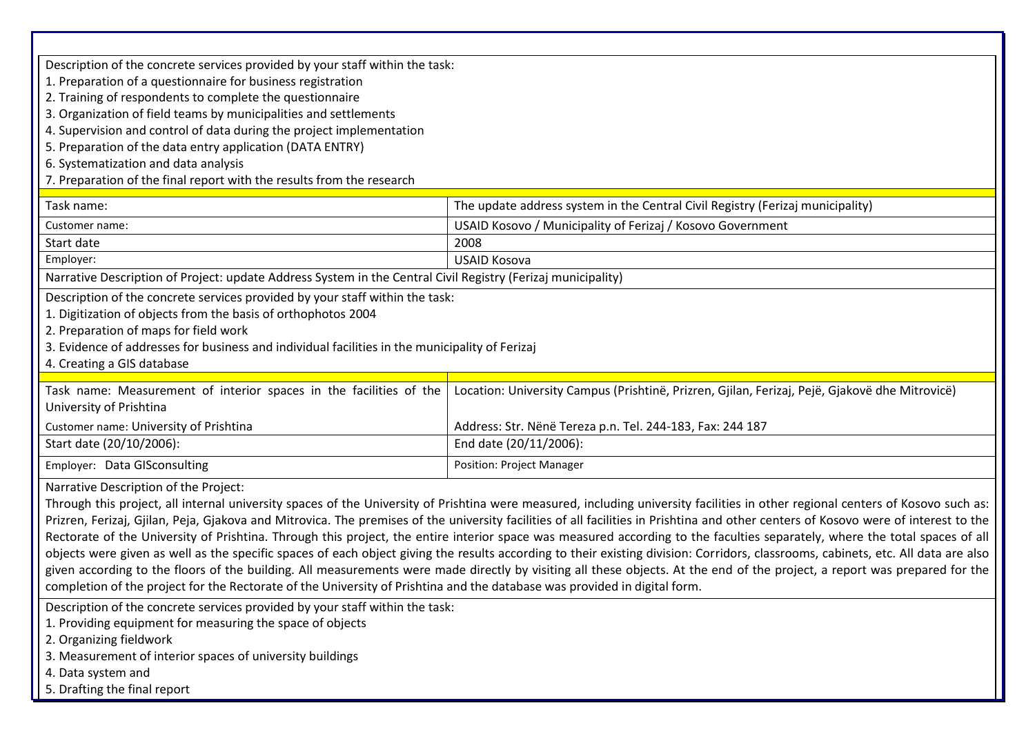Description of the concrete services provided by your staff within the task:

1. Preparation of a questionnaire for business registration
2. Training of respondents to complete the questionnaire
3. Organization of field teams by municipalities and settlements
4. Supervision and control of data during the project implementation
5. Preparation of the data entry application (DATA ENTRY)
6. Systematization and data analysis
7. Preparation of the final report with the results from the research

| Task name: | The update address system in the Central Civil Registry (Ferizaj municipality) |
|---|---|
| Customer name: | USAID Kosovo / Municipality of Ferizaj / Kosovo Government |
| Start date | 2008 |
| Employer: | USAID Kosova |

Narrative Description of Project: update Address System in the Central Civil Registry (Ferizaj municipality)

Description of the concrete services provided by your staff within the task:

1. Digitization of objects from the basis of orthophotos 2004
2. Preparation of maps for field work
3. Evidence of addresses for business and individual facilities in the municipality of Ferizaj
4. Creating a GIS database

| Task name: Measurement of interior spaces in the facilities of the University of Prishtina | Location: University Campus (Prishtinë, Prizren, Gjilan, Ferizaj, Pejë, Gjakovë dhe Mitrovicë) |
|---|---|
| Customer name: University of Prishtina | Address: Str. Nënë Tereza p.n. Tel. 244-183, Fax: 244 187 |
| Start date (20/10/2006): | End date (20/11/2006): |
| Employer: Data GISconsulting | Position: Project Manager |

Narrative Description of the Project:

Through this project, all internal university spaces of the University of Prishtina were measured, including university facilities in other regional centers of Kosovo such as: Prizren, Ferizaj, Gjilan, Peja, Gjakova and Mitrovica. The premises of the university facilities of all facilities in Prishtina and other centers of Kosovo were of interest to the Rectorate of the University of Prishtina. Through this project, the entire interior space was measured according to the faculties separately, where the total spaces of all objects were given as well as the specific spaces of each object giving the results according to their existing division: Corridors, classrooms, cabinets, etc. All data are also given according to the floors of the building. All measurements were made directly by visiting all these objects. At the end of the project, a report was prepared for the completion of the project for the Rectorate of the University of Prishtina and the database was provided in digital form.

Description of the concrete services provided by your staff within the task:

1. Providing equipment for measuring the space of objects
2. Organizing fieldwork
3. Measurement of interior spaces of university buildings
4. Data system and
5. Drafting the final report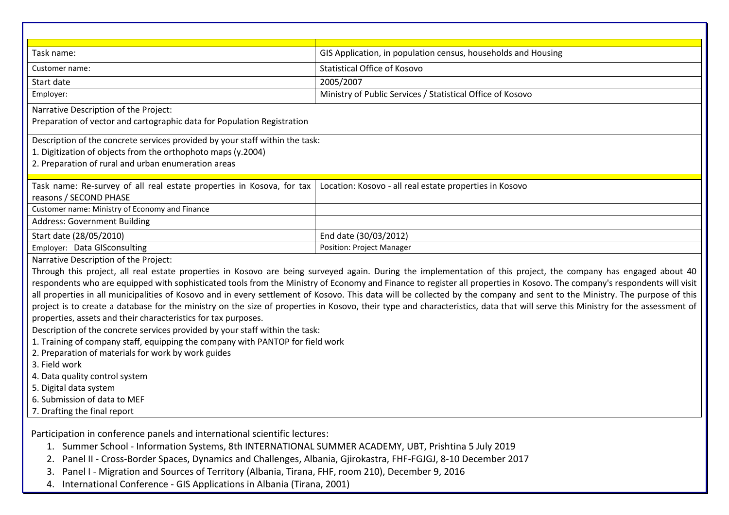| | |
|---|---|
| Task name: | GIS Application, in population census, households and Housing |
| Customer name: | Statistical Office of Kosovo |
| Start date | 2005/2007 |
| Employer: | Ministry of Public Services / Statistical Office of Kosovo |

Narrative Description of the Project:
Preparation of vector and cartographic data for Population Registration

Description of the concrete services provided by your staff within the task:
1. Digitization of objects from the orthophoto maps (y.2004)
2. Preparation of rural and urban enumeration areas

| | |
|---|---|
| Task name: Re-survey of all real estate properties in Kosova, for tax reasons / SECOND PHASE | Location: Kosovo - all real estate properties in Kosovo |
| Customer name: Ministry of Economy and Finance | |
| Address: Government Building | |
| Start date (28/05/2010) | End date (30/03/2012) |
| Employer: Data GISconsulting | Position: Project Manager |

Narrative Description of the Project:
Through this project, all real estate properties in Kosovo are being surveyed again. During the implementation of this project, the company has engaged about 40 respondents who are equipped with sophisticated tools from the Ministry of Economy and Finance to register all properties in Kosovo. The company's respondents will visit all properties in all municipalities of Kosovo and in every settlement of Kosovo. This data will be collected by the company and sent to the Ministry. The purpose of this project is to create a database for the ministry on the size of properties in Kosovo, their type and characteristics, data that will serve this Ministry for the assessment of properties, assets and their characteristics for tax purposes.

Description of the concrete services provided by your staff within the task:
1. Training of company staff, equipping the company with PANTOP for field work
2. Preparation of materials for work by work guides
3. Field work
4. Data quality control system
5. Digital data system
6. Submission of data to MEF
7. Drafting the final report

Participation in conference panels and international scientific lectures:

1. Summer School - Information Systems, 8th INTERNATIONAL SUMMER ACADEMY, UBT, Prishtina 5 July 2019
2. Panel II - Cross-Border Spaces, Dynamics and Challenges, Albania, Gjirokastra, FHF-FGJGJ, 8-10 December 2017
3. Panel I - Migration and Sources of Territory (Albania, Tirana, FHF, room 210), December 9, 2016
4. International Conference - GIS Applications in Albania (Tirana, 2001)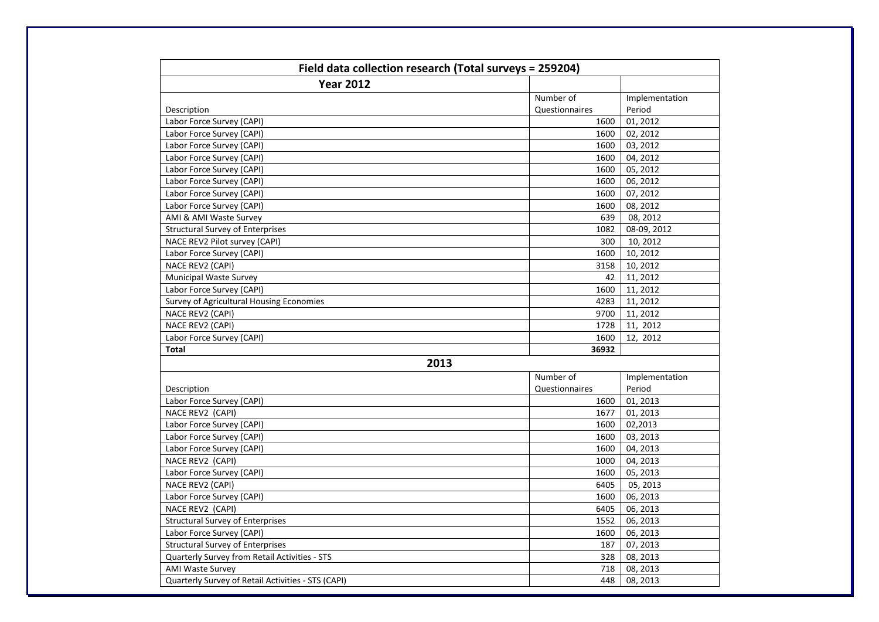| Field data collection research (Total surveys = 259204) | | |
|---|---|---|
| **Year 2012** | | |
| Description | Number of Questionnaires | Implementation Period |
| Labor Force Survey (CAPI) | 1600 | 01, 2012 |
| Labor Force Survey (CAPI) | 1600 | 02, 2012 |
| Labor Force Survey (CAPI) | 1600 | 03, 2012 |
| Labor Force Survey (CAPI) | 1600 | 04, 2012 |
| Labor Force Survey (CAPI) | 1600 | 05, 2012 |
| Labor Force Survey (CAPI) | 1600 | 06, 2012 |
| Labor Force Survey (CAPI) | 1600 | 07, 2012 |
| Labor Force Survey (CAPI) | 1600 | 08, 2012 |
| AMI & AMI Waste Survey | 639 | 08, 2012 |
| Structural Survey of Enterprises | 1082 | 08-09, 2012 |
| NACE REV2 Pilot survey (CAPI) | 300 | 10, 2012 |
| Labor Force Survey (CAPI) | 1600 | 10, 2012 |
| NACE REV2 (CAPI) | 3158 | 10, 2012 |
| Municipal Waste Survey | 42 | 11, 2012 |
| Labor Force Survey (CAPI) | 1600 | 11, 2012 |
| Survey of Agricultural Housing Economies | 4283 | 11, 2012 |
| NACE REV2 (CAPI) | 9700 | 11, 2012 |
| NACE REV2 (CAPI) | 1728 | 11, 2012 |
| Labor Force Survey (CAPI) | 1600 | 12, 2012 |
| **Total** | **36932** | |
| **2013** | | |
| Description | Number of Questionnaires | Implementation Period |
| Labor Force Survey (CAPI) | 1600 | 01, 2013 |
| NACE REV2 (CAPI) | 1677 | 01, 2013 |
| Labor Force Survey (CAPI) | 1600 | 02,2013 |
| Labor Force Survey (CAPI) | 1600 | 03, 2013 |
| Labor Force Survey (CAPI) | 1600 | 04, 2013 |
| NACE REV2 (CAPI) | 1000 | 04, 2013 |
| Labor Force Survey (CAPI) | 1600 | 05, 2013 |
| NACE REV2 (CAPI) | 6405 | 05, 2013 |
| Labor Force Survey (CAPI) | 1600 | 06, 2013 |
| NACE REV2 (CAPI) | 6405 | 06, 2013 |
| Structural Survey of Enterprises | 1552 | 06, 2013 |
| Labor Force Survey (CAPI) | 1600 | 06, 2013 |
| Structural Survey of Enterprises | 187 | 07, 2013 |
| Quarterly Survey from Retail Activities - STS | 328 | 08, 2013 |
| AMI Waste Survey | 718 | 08, 2013 |
| Quarterly Survey of Retail Activities - STS (CAPI) | 448 | 08, 2013 |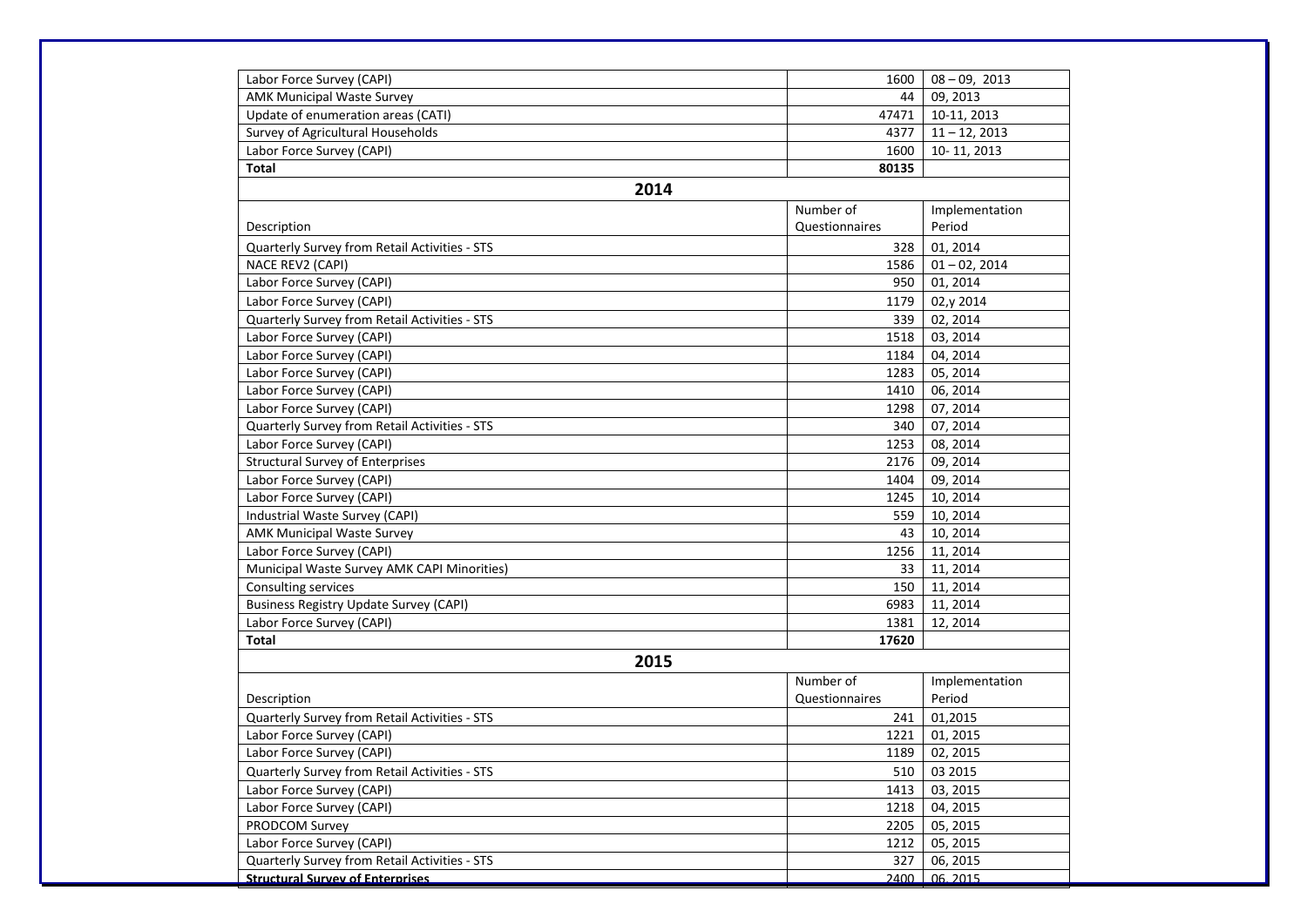| Labor Force Survey (CAPI) | 1600 | 08 – 09, 2013 |
|---|---|---|
| AMK Municipal Waste Survey | 44 | 09, 2013 |
| Update of enumeration areas (CATI) | 47471 | 10-11, 2013 |
| Survey of Agricultural Households | 4377 | 11 – 12, 2013 |
| Labor Force Survey (CAPI) | 1600 | 10- 11, 2013 |
| **Total** | **80135** | |

## 2014

| Description | Number of Questionnaires | Implementation Period |
|---|---|---|
| Quarterly Survey from Retail Activities - STS | 328 | 01, 2014 |
| NACE REV2 (CAPI) | 1586 | 01 – 02, 2014 |
| Labor Force Survey (CAPI) | 950 | 01, 2014 |
| Labor Force Survey (CAPI) | 1179 | 02,y 2014 |
| Quarterly Survey from Retail Activities - STS | 339 | 02, 2014 |
| Labor Force Survey (CAPI) | 1518 | 03, 2014 |
| Labor Force Survey (CAPI) | 1184 | 04, 2014 |
| Labor Force Survey (CAPI) | 1283 | 05, 2014 |
| Labor Force Survey (CAPI) | 1410 | 06, 2014 |
| Labor Force Survey (CAPI) | 1298 | 07, 2014 |
| Quarterly Survey from Retail Activities - STS | 340 | 07, 2014 |
| Labor Force Survey (CAPI) | 1253 | 08, 2014 |
| Structural Survey of Enterprises | 2176 | 09, 2014 |
| Labor Force Survey (CAPI) | 1404 | 09, 2014 |
| Labor Force Survey (CAPI) | 1245 | 10, 2014 |
| Industrial Waste Survey (CAPI) | 559 | 10, 2014 |
| AMK Municipal Waste Survey | 43 | 10, 2014 |
| Labor Force Survey (CAPI) | 1256 | 11, 2014 |
| Municipal Waste Survey AMK CAPI Minorities) | 33 | 11, 2014 |
| Consulting services | 150 | 11, 2014 |
| Business Registry Update Survey (CAPI) | 6983 | 11, 2014 |
| Labor Force Survey (CAPI) | 1381 | 12, 2014 |
| **Total** | **17620** | |

## 2015

| Description | Number of Questionnaires | Implementation Period |
|---|---|---|
| Quarterly Survey from Retail Activities - STS | 241 | 01,2015 |
| Labor Force Survey (CAPI) | 1221 | 01, 2015 |
| Labor Force Survey (CAPI) | 1189 | 02, 2015 |
| Quarterly Survey from Retail Activities - STS | 510 | 03 2015 |
| Labor Force Survey (CAPI) | 1413 | 03, 2015 |
| Labor Force Survey (CAPI) | 1218 | 04, 2015 |
| PRODCOM Survey | 2205 | 05, 2015 |
| Labor Force Survey (CAPI) | 1212 | 05, 2015 |
| Quarterly Survey from Retail Activities - STS | 327 | 06, 2015 |
| **Structural Survey of Enterprises** | 2400 | 06, 2015 |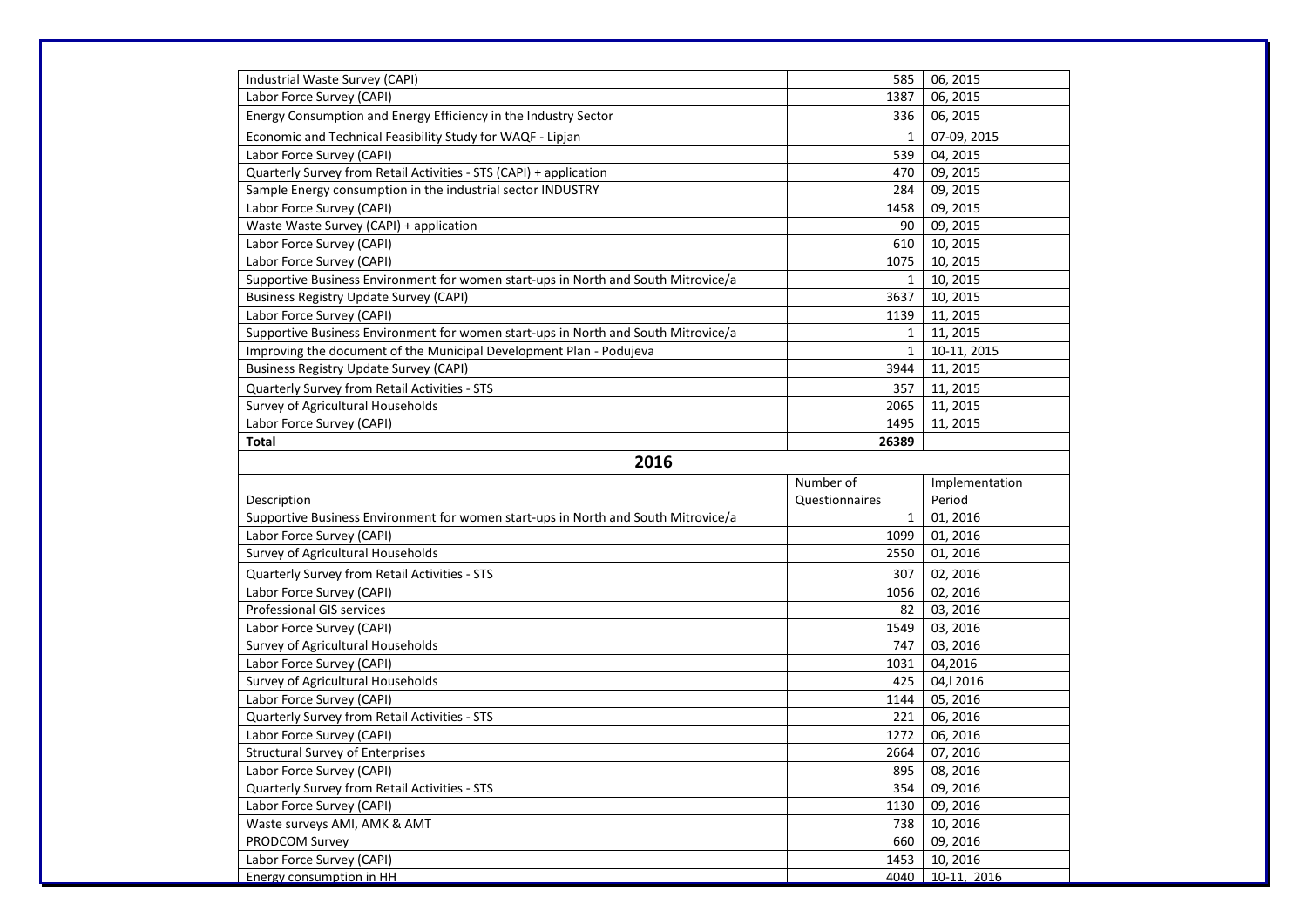| | | |
|---|---|---|
| Industrial Waste Survey (CAPI) | 585 | 06, 2015 |
| Labor Force Survey (CAPI) | 1387 | 06, 2015 |
| Energy Consumption and Energy Efficiency in the Industry Sector | 336 | 06, 2015 |
| Economic and Technical Feasibility Study for WAQF - Lipjan | 1 | 07-09, 2015 |
| Labor Force Survey (CAPI) | 539 | 04, 2015 |
| Quarterly Survey from Retail Activities - STS (CAPI) + application | 470 | 09, 2015 |
| Sample Energy consumption in the industrial sector INDUSTRY | 284 | 09, 2015 |
| Labor Force Survey (CAPI) | 1458 | 09, 2015 |
| Waste Waste Survey (CAPI) + application | 90 | 09, 2015 |
| Labor Force Survey (CAPI) | 610 | 10, 2015 |
| Labor Force Survey (CAPI) | 1075 | 10, 2015 |
| Supportive Business Environment for women start-ups in North and South Mitrovice/a | 1 | 10, 2015 |
| Business Registry Update Survey (CAPI) | 3637 | 10, 2015 |
| Labor Force Survey (CAPI) | 1139 | 11, 2015 |
| Supportive Business Environment for women start-ups in North and South Mitrovice/a | 1 | 11, 2015 |
| Improving the document of the Municipal Development Plan - Podujeva | 1 | 10-11, 2015 |
| Business Registry Update Survey (CAPI) | 3944 | 11, 2015 |
| Quarterly Survey from Retail Activities - STS | 357 | 11, 2015 |
| Survey of Agricultural Households | 2065 | 11, 2015 |
| Labor Force Survey (CAPI) | 1495 | 11, 2015 |
| **Total** | **26389** | |

## 2016

| Description | Number of Questionnaires | Implementation Period |
|---|---|---|
| Supportive Business Environment for women start-ups in North and South Mitrovice/a | 1 | 01, 2016 |
| Labor Force Survey (CAPI) | 1099 | 01, 2016 |
| Survey of Agricultural Households | 2550 | 01, 2016 |
| Quarterly Survey from Retail Activities - STS | 307 | 02, 2016 |
| Labor Force Survey (CAPI) | 1056 | 02, 2016 |
| Professional GIS services | 82 | 03, 2016 |
| Labor Force Survey (CAPI) | 1549 | 03, 2016 |
| Survey of Agricultural Households | 747 | 03, 2016 |
| Labor Force Survey (CAPI) | 1031 | 04,2016 |
| Survey of Agricultural Households | 425 | 04,l 2016 |
| Labor Force Survey (CAPI) | 1144 | 05, 2016 |
| Quarterly Survey from Retail Activities - STS | 221 | 06, 2016 |
| Labor Force Survey (CAPI) | 1272 | 06, 2016 |
| Structural Survey of Enterprises | 2664 | 07, 2016 |
| Labor Force Survey (CAPI) | 895 | 08, 2016 |
| Quarterly Survey from Retail Activities - STS | 354 | 09, 2016 |
| Labor Force Survey (CAPI) | 1130 | 09, 2016 |
| Waste surveys AMI, AMK & AMT | 738 | 10, 2016 |
| PRODCOM Survey | 660 | 09, 2016 |
| Labor Force Survey (CAPI) | 1453 | 10, 2016 |
| Energy consumption in HH | 4040 | 10-11, 2016 |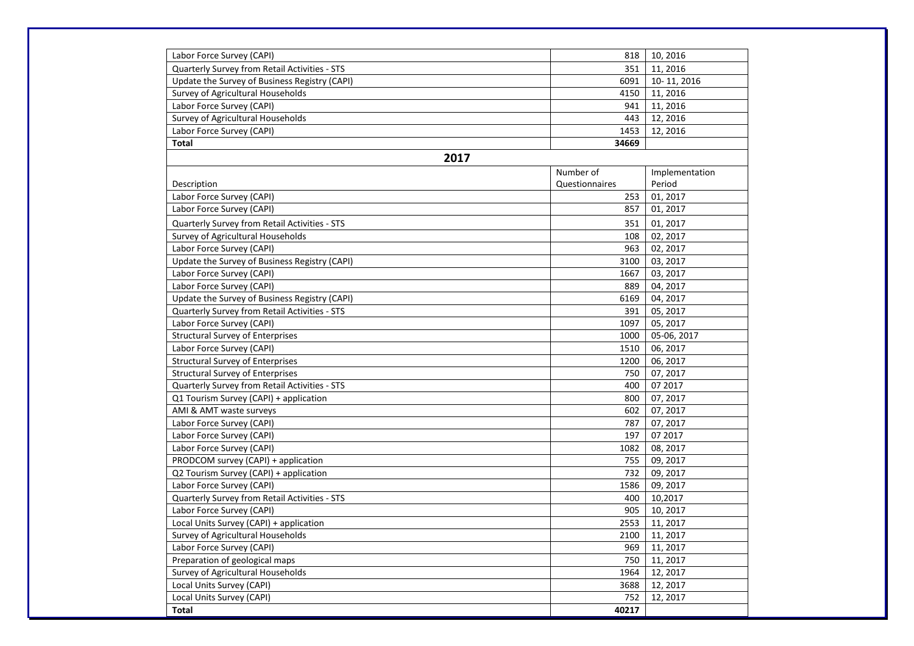| Labor Force Survey (CAPI) | 818 | 10, 2016 |
|---|---|---|
| Quarterly Survey from Retail Activities - STS | 351 | 11, 2016 |
| Update the Survey of Business Registry (CAPI) | 6091 | 10- 11, 2016 |
| Survey of Agricultural Households | 4150 | 11, 2016 |
| Labor Force Survey (CAPI) | 941 | 11, 2016 |
| Survey of Agricultural Households | 443 | 12, 2016 |
| Labor Force Survey (CAPI) | 1453 | 12, 2016 |
| **Total** | **34669** | |

## 2017

| Description | Number of Questionnaires | Implementation Period |
|---|---|---|
| Labor Force Survey (CAPI) | 253 | 01, 2017 |
| Labor Force Survey (CAPI) | 857 | 01, 2017 |
| Quarterly Survey from Retail Activities - STS | 351 | 01, 2017 |
| Survey of Agricultural Households | 108 | 02, 2017 |
| Labor Force Survey (CAPI) | 963 | 02, 2017 |
| Update the Survey of Business Registry (CAPI) | 3100 | 03, 2017 |
| Labor Force Survey (CAPI) | 1667 | 03, 2017 |
| Labor Force Survey (CAPI) | 889 | 04, 2017 |
| Update the Survey of Business Registry (CAPI) | 6169 | 04, 2017 |
| Quarterly Survey from Retail Activities - STS | 391 | 05, 2017 |
| Labor Force Survey (CAPI) | 1097 | 05, 2017 |
| Structural Survey of Enterprises | 1000 | 05-06, 2017 |
| Labor Force Survey (CAPI) | 1510 | 06, 2017 |
| Structural Survey of Enterprises | 1200 | 06, 2017 |
| Structural Survey of Enterprises | 750 | 07, 2017 |
| Quarterly Survey from Retail Activities - STS | 400 | 07 2017 |
| Q1 Tourism Survey (CAPI) + application | 800 | 07, 2017 |
| AMI & AMT waste surveys | 602 | 07, 2017 |
| Labor Force Survey (CAPI) | 787 | 07, 2017 |
| Labor Force Survey (CAPI) | 197 | 07 2017 |
| Labor Force Survey (CAPI) | 1082 | 08, 2017 |
| PRODCOM survey (CAPI) + application | 755 | 09, 2017 |
| Q2 Tourism Survey (CAPI) + application | 732 | 09, 2017 |
| Labor Force Survey (CAPI) | 1586 | 09, 2017 |
| Quarterly Survey from Retail Activities - STS | 400 | 10,2017 |
| Labor Force Survey (CAPI) | 905 | 10, 2017 |
| Local Units Survey (CAPI) + application | 2553 | 11, 2017 |
| Survey of Agricultural Households | 2100 | 11, 2017 |
| Labor Force Survey (CAPI) | 969 | 11, 2017 |
| Preparation of geological maps | 750 | 11, 2017 |
| Survey of Agricultural Households | 1964 | 12, 2017 |
| Local Units Survey (CAPI) | 3688 | 12, 2017 |
| Local Units Survey (CAPI) | 752 | 12, 2017 |
| **Total** | **40217** | |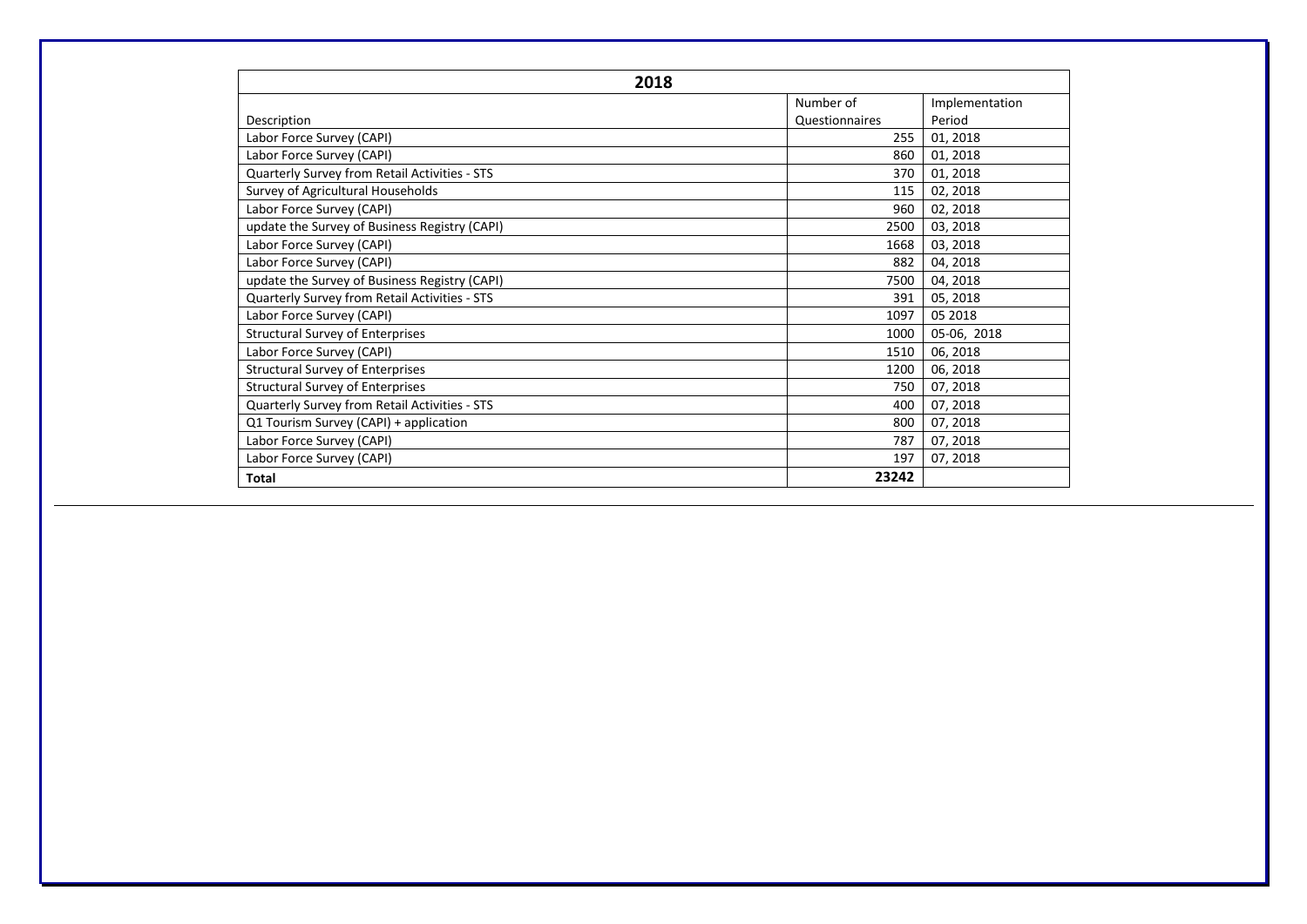| 2018 | | |
|---|---|---|
| Description | Number of Questionnaires | Implementation Period |
| Labor Force Survey (CAPI) | 255 | 01, 2018 |
| Labor Force Survey (CAPI) | 860 | 01, 2018 |
| Quarterly Survey from Retail Activities - STS | 370 | 01, 2018 |
| Survey of Agricultural Households | 115 | 02, 2018 |
| Labor Force Survey (CAPI) | 960 | 02, 2018 |
| update the Survey of Business Registry (CAPI) | 2500 | 03, 2018 |
| Labor Force Survey (CAPI) | 1668 | 03, 2018 |
| Labor Force Survey (CAPI) | 882 | 04, 2018 |
| update the Survey of Business Registry (CAPI) | 7500 | 04, 2018 |
| Quarterly Survey from Retail Activities - STS | 391 | 05, 2018 |
| Labor Force Survey (CAPI) | 1097 | 05 2018 |
| Structural Survey of Enterprises | 1000 | 05-06, 2018 |
| Labor Force Survey (CAPI) | 1510 | 06, 2018 |
| Structural Survey of Enterprises | 1200 | 06, 2018 |
| Structural Survey of Enterprises | 750 | 07, 2018 |
| Quarterly Survey from Retail Activities - STS | 400 | 07, 2018 |
| Q1 Tourism Survey (CAPI) + application | 800 | 07, 2018 |
| Labor Force Survey (CAPI) | 787 | 07, 2018 |
| Labor Force Survey (CAPI) | 197 | 07, 2018 |
| **Total** | **23242** | |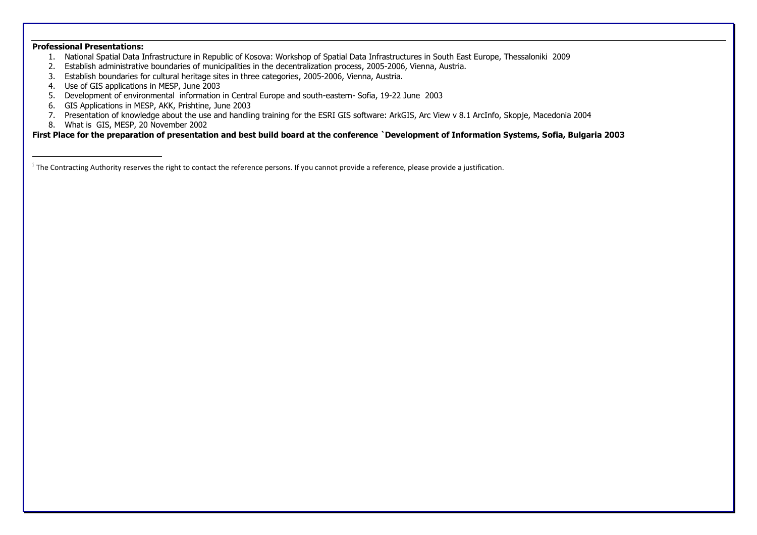**Professional Presentations:**

1. National Spatial Data Infrastructure in Republic of Kosova: Workshop of Spatial Data Infrastructures in South East Europe, Thessaloniki 2009
2. Establish administrative boundaries of municipalities in the decentralization process, 2005-2006, Vienna, Austria.
3. Establish boundaries for cultural heritage sites in three categories, 2005-2006, Vienna, Austria.
4. Use of GIS applications in MESP, June 2003
5. Development of environmental information in Central Europe and south-eastern- Sofia, 19-22 June 2003
6. GIS Applications in MESP, AKK, Prishtine, June 2003
7. Presentation of knowledge about the use and handling training for the ESRI GIS software: ArkGIS, Arc View v 8.1 ArcInfo, Skopje, Macedonia 2004
8. What is GIS, MESP, 20 November 2002

**First Place for the preparation of presentation and best build board at the conference `Development of Information Systems, Sofia, Bulgaria 2003**

---

[i] The Contracting Authority reserves the right to contact the reference persons. If you cannot provide a reference, please provide a justification.